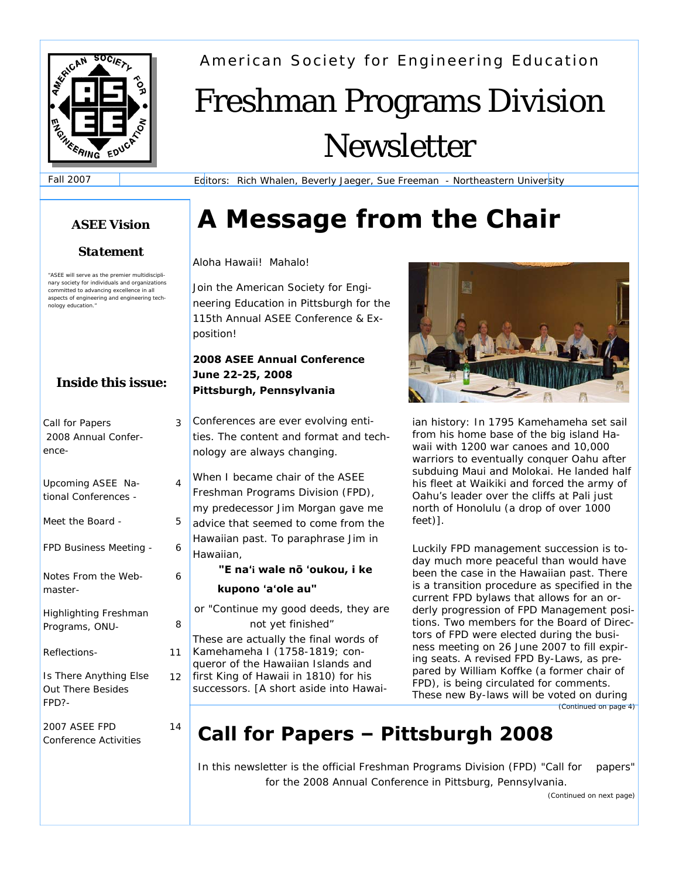American Society for Engineering Education

# Freshman Programs Division Newsletter

Fall 2007

Editors: Rich Whalen, Beverly Jaeger, Sue Freeman - Northeastern University

### ASEE Vision Statement

"ASEE will serve as the premier multidisciplinary society for individuals and organizations committed to advancing excellence in all aspects of engineering and engineering technology education."

### Inside this issue:

| | |
|---|---|
| Call for Papers 2008 Annual Conference- | 3 |
| Upcoming ASEE National Conferences - | 4 |
| Meet the Board - | 5 |
| FPD Business Meeting - | 6 |
| Notes From the Webmaster- | 6 |
| Highlighting Freshman Programs, ONU- | 8 |
| Reflections- | 11 |
| Is There Anything Else Out There Besides FPD?- | 12 |
| 2007 ASEE FPD Conference Activities | 14 |

# A Message from the Chair

Aloha Hawaii! Mahalo!

Join the American Society for Engineering Education in Pittsburgh for the 115th Annual ASEE Conference & Exposition!

**2008 ASEE Annual Conference**
**June 22-25, 2008**
**Pittsburgh, Pennsylvania**

Conferences are ever evolving entities. The content and format and technology are always changing.

When I became chair of the ASEE Freshman Programs Division (FPD), my predecessor Jim Morgan gave me advice that seemed to come from the Hawaiian past. To paraphrase Jim in Hawaiian,

**"E naʻi wale nō ʻoukou, i ke kupono ʻaʻole au"**

or "Continue my good deeds, they are not yet finished"

These are actually the final words of Kamehameha I (1758-1819; conqueror of the Hawaiian Islands and first King of Hawaii in 1810) for his successors. [A short aside into Hawaiian history: In 1795 Kamehameha set sail from his home base of the big island Hawaii with 1200 war canoes and 10,000 warriors to eventually conquer Oahu after subduing Maui and Molokai. He landed half his fleet at Waikiki and forced the army of Oahu's leader over the cliffs at Pali just north of Honolulu (a drop of over 1000 feet)].

Luckily FPD management succession is today much more peaceful than would have been the case in the Hawaiian past. There is a transition procedure as specified in the current FPD bylaws that allows for an orderly progression of FPD Management positions. Two members for the Board of Directors of FPD were elected during the business meeting on 26 June 2007 to fill expiring seats. A revised FPD By-Laws, as prepared by William Koffke (a former chair of FPD), is being circulated for comments. These new By-laws will be voted on during

(Continued on page 4)

# Call for Papers – Pittsburgh 2008

In this newsletter is the official Freshman Programs Division (FPD) "Call for papers" for the 2008 Annual Conference in Pittsburg, Pennsylvania.

(Continued on next page)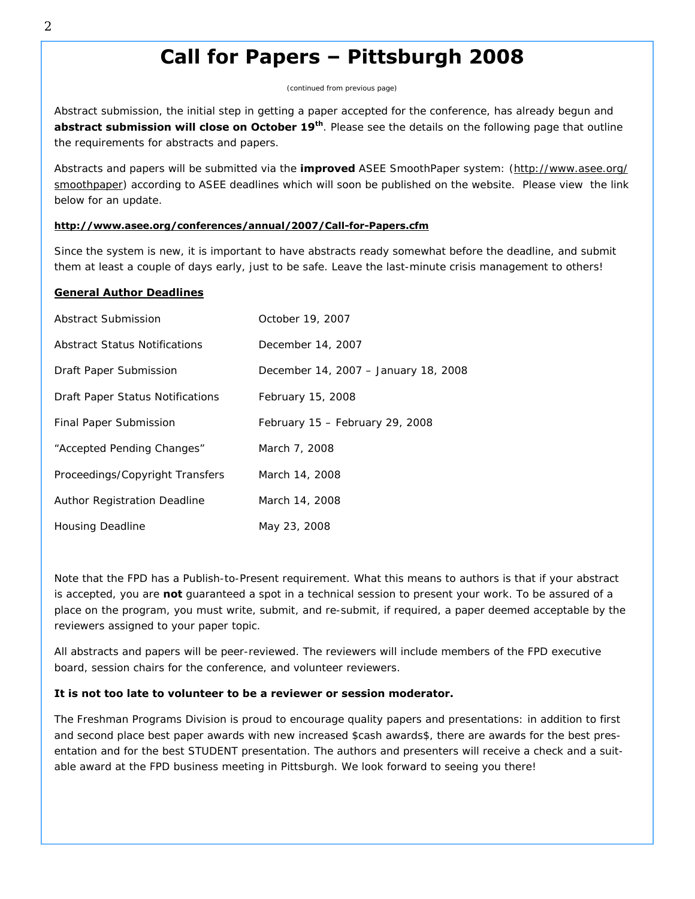# Call for Papers – Pittsburgh 2008

*(continued from previous page)*

Abstract submission, the initial step in getting a paper accepted for the conference, has already begun and **abstract submission will close on October 19th**. Please see the details on the following page that outline the requirements for abstracts and papers.

Abstracts and papers will be submitted via the **improved** ASEE SmoothPaper system: (http://www.asee.org/smoothpaper) according to ASEE deadlines which will soon be published on the website. Please view the link below for an update.

**http://www.asee.org/conferences/annual/2007/Call-for-Papers.cfm**

Since the system is new, it is important to have abstracts ready somewhat before the deadline, and submit them at least a couple of days early, just to be safe. Leave the last-minute crisis management to others!

**General Author Deadlines**

| | |
|---|---|
| Abstract Submission | October 19, 2007 |
| Abstract Status Notifications | December 14, 2007 |
| Draft Paper Submission | December 14, 2007 – January 18, 2008 |
| Draft Paper Status Notifications | February 15, 2008 |
| Final Paper Submission | February 15 – February 29, 2008 |
| "Accepted Pending Changes" | March 7, 2008 |
| Proceedings/Copyright Transfers | March 14, 2008 |
| Author Registration Deadline | March 14, 2008 |
| Housing Deadline | May 23, 2008 |

Note that the FPD has a Publish-to-Present requirement. What this means to authors is that if your abstract is accepted, you are **not** guaranteed a spot in a technical session to present your work. To be assured of a place on the program, you must write, submit, and re-submit, if required, a paper deemed acceptable by the reviewers assigned to your paper topic.

All abstracts and papers will be peer-reviewed. The reviewers will include members of the FPD executive board, session chairs for the conference, and volunteer reviewers.

**It is not too late to volunteer to be a reviewer or session moderator.**

The Freshman Programs Division is proud to encourage quality papers and presentations: in addition to first and second place best paper awards with new increased $cash awards$, there are awards for the best presentation and for the best STUDENT presentation. The authors and presenters will receive a check and a suitable award at the FPD business meeting in Pittsburgh. We look forward to seeing you there!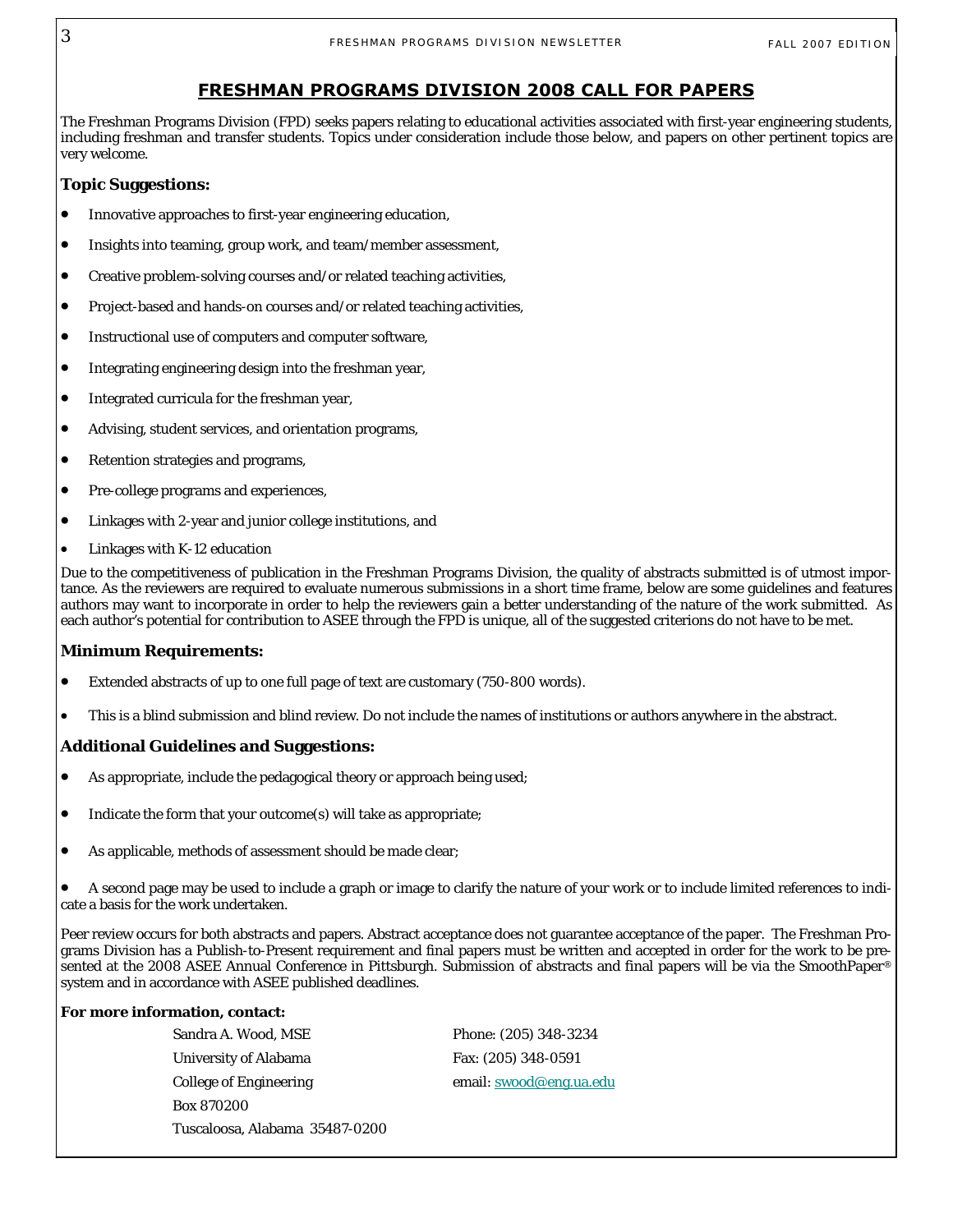## FRESHMAN PROGRAMS DIVISION 2008 CALL FOR PAPERS

The Freshman Programs Division (FPD) seeks papers relating to educational activities associated with first-year engineering students, including freshman and transfer students. Topics under consideration include those below, and papers on other pertinent topics are very welcome.

### Topic Suggestions:

- Innovative approaches to first-year engineering education,
- Insights into teaming, group work, and team/member assessment,
- Creative problem-solving courses and/or related teaching activities,
- Project-based and hands-on courses and/or related teaching activities,
- Instructional use of computers and computer software,
- Integrating engineering design into the freshman year,
- Integrated curricula for the freshman year,
- Advising, student services, and orientation programs,
- Retention strategies and programs,
- Pre-college programs and experiences,
- Linkages with 2-year and junior college institutions, and
- Linkages with K-12 education

Due to the competitiveness of publication in the Freshman Programs Division, the quality of abstracts submitted is of utmost importance. As the reviewers are required to evaluate numerous submissions in a short time frame, below are some guidelines and features authors may want to incorporate in order to help the reviewers gain a better understanding of the nature of the work submitted. As each author's potential for contribution to ASEE through the FPD is unique, all of the suggested criterions do not have to be met.

### Minimum Requirements:

- Extended abstracts of up to one full page of text are customary (750-800 words).
- This is a blind submission and blind review. Do not include the names of institutions or authors anywhere in the abstract.

### Additional Guidelines and Suggestions:

- As appropriate, include the pedagogical theory or approach being used;
- Indicate the form that your outcome(s) will take as appropriate;
- As applicable, methods of assessment should be made clear;
- A second page may be used to include a graph or image to clarify the nature of your work or to include limited references to indicate a basis for the work undertaken.

Peer review occurs for both abstracts and papers. Abstract acceptance does not guarantee acceptance of the paper. The Freshman Programs Division has a Publish-to-Present requirement and final papers must be written and accepted in order for the work to be presented at the 2008 ASEE Annual Conference in Pittsburgh. Submission of abstracts and final papers will be via the SmoothPaper® system and in accordance with ASEE published deadlines.

**For more information, contact:**

Sandra A. Wood, MSE
University of Alabama
College of Engineering
Box 870200
Tuscaloosa, Alabama 35487-0200

Phone: (205) 348-3234
Fax: (205) 348-0591
email: swood@eng.ua.edu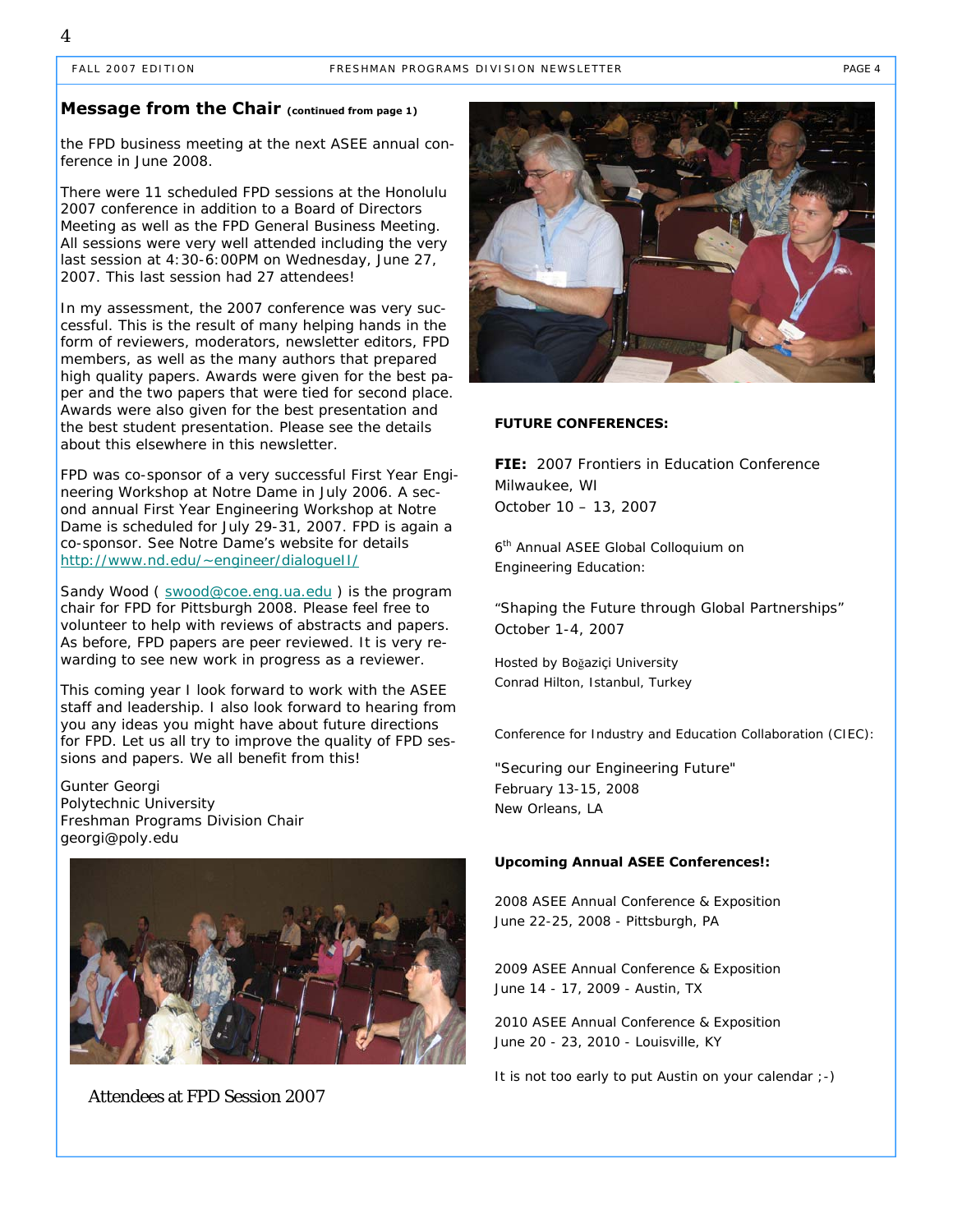## Message from the Chair (continued from page 1)

the FPD business meeting at the next ASEE annual conference in June 2008.

There were 11 scheduled FPD sessions at the Honolulu 2007 conference in addition to a Board of Directors Meeting as well as the FPD General Business Meeting. All sessions were very well attended including the very last session at 4:30-6:00PM on Wednesday, June 27, 2007. This last session had 27 attendees!

In my assessment, the 2007 conference was very successful. This is the result of many helping hands in the form of reviewers, moderators, newsletter editors, FPD members, as well as the many authors that prepared high quality papers. Awards were given for the best paper and the two papers that were tied for second place. Awards were also given for the best presentation and the best student presentation. Please see the details about this elsewhere in this newsletter.

FPD was co-sponsor of a very successful First Year Engineering Workshop at Notre Dame in July 2006. A second annual First Year Engineering Workshop at Notre Dame is scheduled for July 29-31, 2007. FPD is again a co-sponsor. See Notre Dame's website for details http://www.nd.edu/~engineer/dialogueII/

Sandy Wood ( swood@coe.eng.ua.edu ) is the program chair for FPD for Pittsburgh 2008. Please feel free to volunteer to help with reviews of abstracts and papers. As before, FPD papers are peer reviewed. It is very rewarding to see new work in progress as a reviewer.

This coming year I look forward to work with the ASEE staff and leadership. I also look forward to hearing from you any ideas you might have about future directions for FPD. Let us all try to improve the quality of FPD sessions and papers. We all benefit from this!

Gunter Georgi
Polytechnic University
Freshman Programs Division Chair
georgi@poly.edu

Attendees at FPD Session 2007

**FUTURE CONFERENCES:**

**FIE:** 2007 Frontiers in Education Conference
Milwaukee, WI
October 10 – 13, 2007

6th Annual ASEE Global Colloquium on Engineering Education:

"Shaping the Future through Global Partnerships"
October 1-4, 2007

Hosted by Boğaziçi University
Conrad Hilton, Istanbul, Turkey

Conference for Industry and Education Collaboration (CIEC):

"Securing our Engineering Future"
February 13-15, 2008
New Orleans, LA

**Upcoming Annual ASEE Conferences!:**

2008 ASEE Annual Conference & Exposition
June 22-25, 2008 - Pittsburgh, PA

2009 ASEE Annual Conference & Exposition
June 14 - 17, 2009 - Austin, TX

2010 ASEE Annual Conference & Exposition
June 20 - 23, 2010 - Louisville, KY

It is not too early to put Austin on your calendar ;-)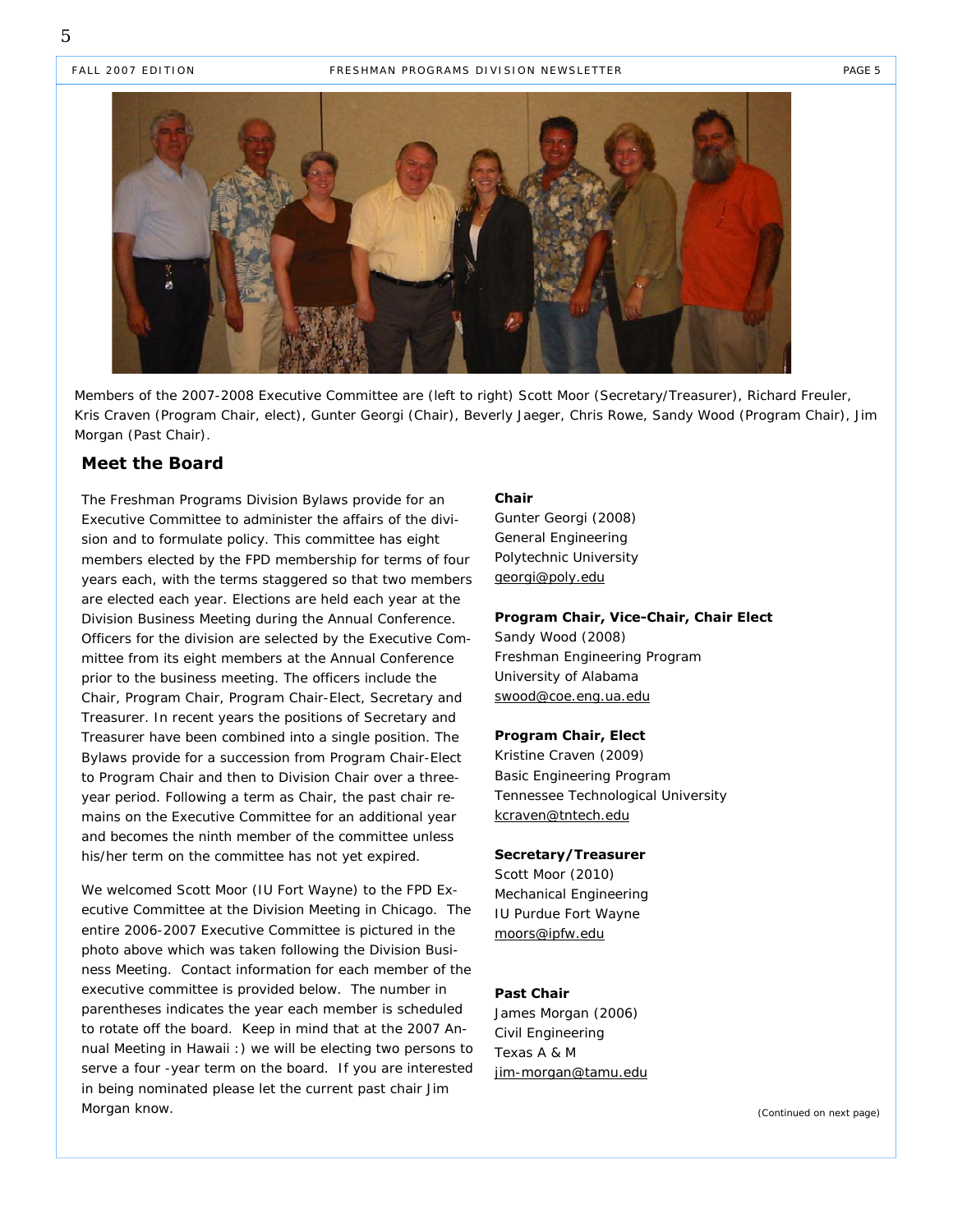Members of the 2007-2008 Executive Committee are (left to right) Scott Moor (Secretary/Treasurer), Richard Freuler, Kris Craven (Program Chair, elect), Gunter Georgi (Chair), Beverly Jaeger, Chris Rowe, Sandy Wood (Program Chair), Jim Morgan (Past Chair).

## Meet the Board

The Freshman Programs Division Bylaws provide for an Executive Committee to administer the affairs of the division and to formulate policy. This committee has eight members elected by the FPD membership for terms of four years each, with the terms staggered so that two members are elected each year. Elections are held each year at the Division Business Meeting during the Annual Conference. Officers for the division are selected by the Executive Committee from its eight members at the Annual Conference prior to the business meeting. The officers include the Chair, Program Chair, Program Chair-Elect, Secretary and Treasurer. In recent years the positions of Secretary and Treasurer have been combined into a single position. The Bylaws provide for a succession from Program Chair-Elect to Program Chair and then to Division Chair over a three-year period. Following a term as Chair, the past chair remains on the Executive Committee for an additional year and becomes the ninth member of the committee unless his/her term on the committee has not yet expired.

We welcomed Scott Moor (IU Fort Wayne) to the FPD Executive Committee at the Division Meeting in Chicago. The entire 2006-2007 Executive Committee is pictured in the photo above which was taken following the Division Business Meeting. Contact information for each member of the executive committee is provided below. The number in parentheses indicates the year each member is scheduled to rotate off the board. Keep in mind that at the 2007 Annual Meeting in Hawaii :) we will be electing two persons to serve a four -year term on the board. If you are interested in being nominated please let the current past chair Jim Morgan know.

**Chair**
Gunter Georgi (2008)
General Engineering
Polytechnic University
georgi@poly.edu

**Program Chair, Vice-Chair, Chair Elect**
Sandy Wood (2008)
Freshman Engineering Program
University of Alabama
swood@coe.eng.ua.edu

**Program Chair, Elect**
Kristine Craven (2009)
Basic Engineering Program
Tennessee Technological University
kcraven@tntech.edu

**Secretary/Treasurer**
Scott Moor (2010)
Mechanical Engineering
IU Purdue Fort Wayne
moors@ipfw.edu

**Past Chair**
James Morgan (2006)
Civil Engineering
Texas A & M
jim-morgan@tamu.edu

(Continued on next page)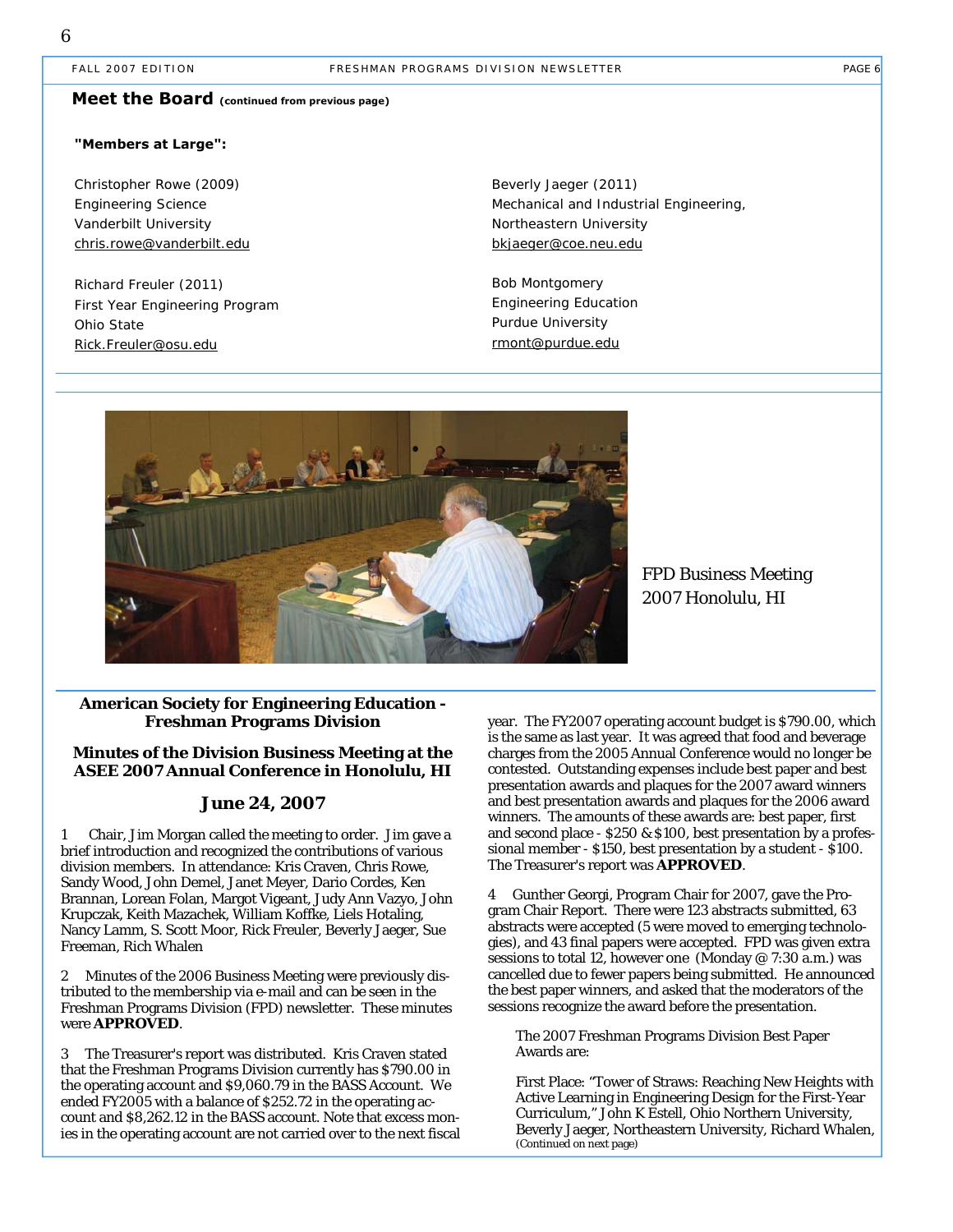## Meet the Board (continued from previous page)

**"Members at Large":**

Christopher Rowe (2009)
Engineering Science
Vanderbilt University
chris.rowe@vanderbilt.edu

Richard Freuler (2011)
First Year Engineering Program
Ohio State
Rick.Freuler@osu.edu

Beverly Jaeger (2011)
Mechanical and Industrial Engineering,
Northeastern University
bkjaeger@coe.neu.edu

Bob Montgomery
Engineering Education
Purdue University
rmont@purdue.edu

FPD Business Meeting
2007 Honolulu, HI

### American Society for Engineering Education - Freshman Programs Division

### Minutes of the Division Business Meeting at the ASEE 2007 Annual Conference in Honolulu, HI

### June 24, 2007

1 Chair, Jim Morgan called the meeting to order. Jim gave a brief introduction and recognized the contributions of various division members. In attendance: Kris Craven, Chris Rowe, Sandy Wood, John Demel, Janet Meyer, Dario Cordes, Ken Brannan, Lorean Folan, Margot Vigeant, Judy Ann Vazyo, John Krupczak, Keith Mazachek, William Koffke, Liels Hotaling, Nancy Lamm, S. Scott Moor, Rick Freuler, Beverly Jaeger, Sue Freeman, Rich Whalen

2 Minutes of the 2006 Business Meeting were previously distributed to the membership via e-mail and can be seen in the Freshman Programs Division (FPD) newsletter. These minutes were **APPROVED**.

3 The Treasurer's report was distributed. Kris Craven stated that the Freshman Programs Division currently has $790.00 in the operating account and $9,060.79 in the BASS Account. We ended FY2005 with a balance of $252.72 in the operating account and $8,262.12 in the BASS account. Note that excess monies in the operating account are not carried over to the next fiscal year. The FY2007 operating account budget is $790.00, which is the same as last year. It was agreed that food and beverage charges from the 2005 Annual Conference would no longer be contested. Outstanding expenses include best paper and best presentation awards and plaques for the 2007 award winners and best presentation awards and plaques for the 2006 award winners. The amounts of these awards are: best paper, first and second place - $250 & $100, best presentation by a professional member - $150, best presentation by a student - $100. The Treasurer's report was **APPROVED**.

4 Gunther Georgi, Program Chair for 2007, gave the Program Chair Report. There were 123 abstracts submitted, 63 abstracts were accepted (5 were moved to emerging technologies), and 43 final papers were accepted. FPD was given extra sessions to total 12, however one (Monday @ 7:30 a.m.) was cancelled due to fewer papers being submitted. He announced the best paper winners, and asked that the moderators of the sessions recognize the award before the presentation.

> The 2007 Freshman Programs Division Best Paper Awards are:
>
> First Place: "Tower of Straws: Reaching New Heights with Active Learning in Engineering Design for the First-Year Curriculum," John K Estell, Ohio Northern University, Beverly Jaeger, Northeastern University, Richard Whalen,

(Continued on next page)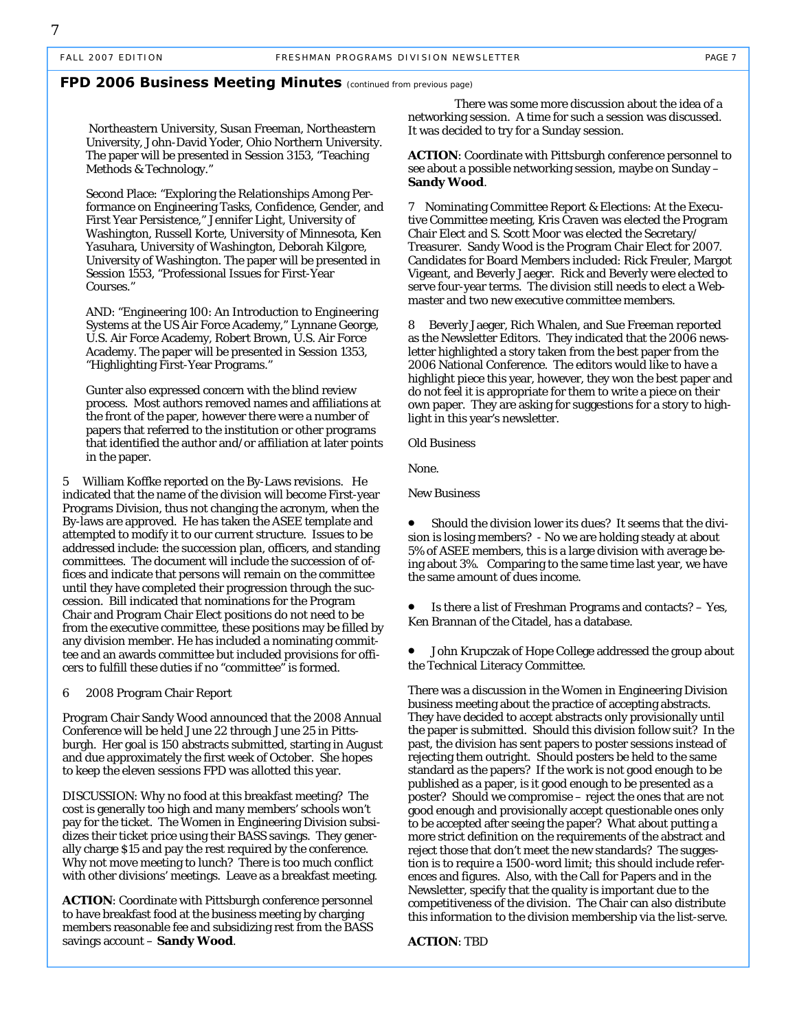## FPD 2006 Business Meeting Minutes *(continued from previous page)*

Northeastern University, Susan Freeman, Northeastern University, John-David Yoder, Ohio Northern University. The paper will be presented in Session 3153, "Teaching Methods & Technology."

Second Place: "Exploring the Relationships Among Performance on Engineering Tasks, Confidence, Gender, and First Year Persistence," Jennifer Light, University of Washington, Russell Korte, University of Minnesota, Ken Yasuhara, University of Washington, Deborah Kilgore, University of Washington. The paper will be presented in Session 1553, "Professional Issues for First-Year Courses."

AND: "Engineering 100: An Introduction to Engineering Systems at the US Air Force Academy," Lynnane George, U.S. Air Force Academy, Robert Brown, U.S. Air Force Academy. The paper will be presented in Session 1353, "Highlighting First-Year Programs."

Gunter also expressed concern with the blind review process. Most authors removed names and affiliations at the front of the paper, however there were a number of papers that referred to the institution or other programs that identified the author and/or affiliation at later points in the paper.

5 William Koffke reported on the By-Laws revisions. He indicated that the name of the division will become First-year Programs Division, thus not changing the acronym, when the By-laws are approved. He has taken the ASEE template and attempted to modify it to our current structure. Issues to be addressed include: the succession plan, officers, and standing committees. The document will include the succession of offices and indicate that persons will remain on the committee until they have completed their progression through the succession. Bill indicated that nominations for the Program Chair and Program Chair Elect positions do not need to be from the executive committee, these positions may be filled by any division member. He has included a nominating committee and an awards committee but included provisions for officers to fulfill these duties if no "committee" is formed.

6 2008 Program Chair Report

Program Chair Sandy Wood announced that the 2008 Annual Conference will be held June 22 through June 25 in Pittsburgh. Her goal is 150 abstracts submitted, starting in August and due approximately the first week of October. She hopes to keep the eleven sessions FPD was allotted this year.

DISCUSSION: Why no food at this breakfast meeting? The cost is generally too high and many members' schools won't pay for the ticket. The Women in Engineering Division subsidizes their ticket price using their BASS savings. They generally charge $15 and pay the rest required by the conference. Why not move meeting to lunch? There is too much conflict with other divisions' meetings. Leave as a breakfast meeting.

**ACTION**: Coordinate with Pittsburgh conference personnel to have breakfast food at the business meeting by charging members reasonable fee and subsidizing rest from the BASS savings account – **Sandy Wood**.

There was some more discussion about the idea of a networking session. A time for such a session was discussed. It was decided to try for a Sunday session.

**ACTION**: Coordinate with Pittsburgh conference personnel to see about a possible networking session, maybe on Sunday – **Sandy Wood**.

7 Nominating Committee Report & Elections: At the Executive Committee meeting, Kris Craven was elected the Program Chair Elect and S. Scott Moor was elected the Secretary/Treasurer. Sandy Wood is the Program Chair Elect for 2007. Candidates for Board Members included: Rick Freuler, Margot Vigeant, and Beverly Jaeger. Rick and Beverly were elected to serve four-year terms. The division still needs to elect a Webmaster and two new executive committee members.

8 Beverly Jaeger, Rich Whalen, and Sue Freeman reported as the Newsletter Editors. They indicated that the 2006 newsletter highlighted a story taken from the best paper from the 2006 National Conference. The editors would like to have a highlight piece this year, however, they won the best paper and do not feel it is appropriate for them to write a piece on their own paper. They are asking for suggestions for a story to highlight in this year's newsletter.

Old Business

None.

New Business

- Should the division lower its dues? It seems that the division is losing members? - No we are holding steady at about 5% of ASEE members, this is a large division with average being about 3%. Comparing to the same time last year, we have the same amount of dues income.

- Is there a list of Freshman Programs and contacts? – Yes, Ken Brannan of the Citadel, has a database.

- John Krupczak of Hope College addressed the group about the Technical Literacy Committee.

There was a discussion in the Women in Engineering Division business meeting about the practice of accepting abstracts. They have decided to accept abstracts only provisionally until the paper is submitted. Should this division follow suit? In the past, the division has sent papers to poster sessions instead of rejecting them outright. Should posters be held to the same standard as the papers? If the work is not good enough to be published as a paper, is it good enough to be presented as a poster? Should we compromise – reject the ones that are not good enough and provisionally accept questionable ones only to be accepted after seeing the paper? What about putting a more strict definition on the requirements of the abstract and reject those that don't meet the new standards? The suggestion is to require a 1500-word limit; this should include references and figures. Also, with the Call for Papers and in the Newsletter, specify that the quality is important due to the competitiveness of the division. The Chair can also distribute this information to the division membership via the list-serve.

**ACTION**: TBD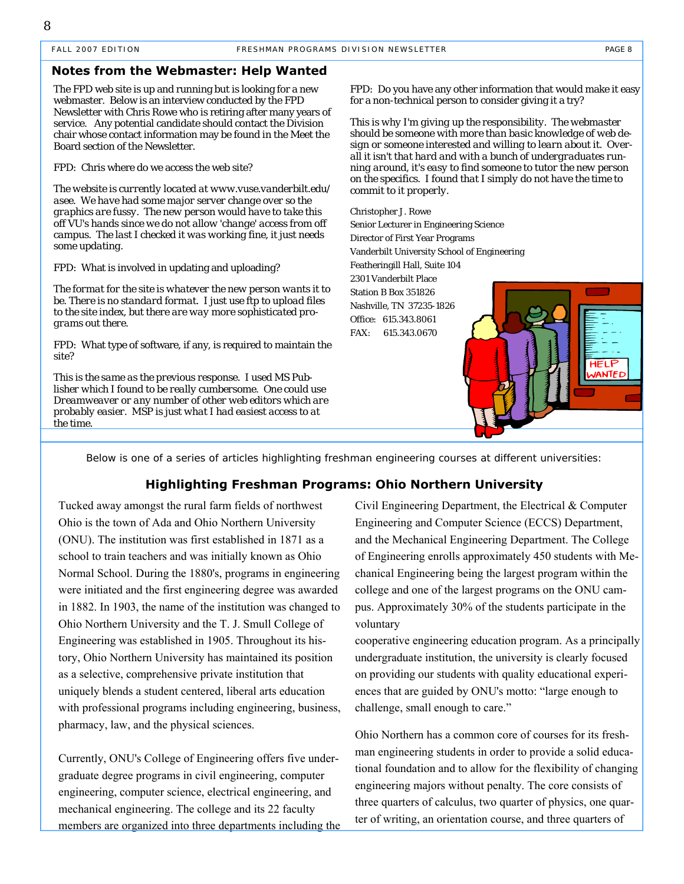## Notes from the Webmaster: Help Wanted

The FPD web site is up and running but is looking for a new webmaster. Below is an interview conducted by the FPD Newsletter with Chris Rowe who is retiring after many years of service. Any potential candidate should contact the Division chair whose contact information may be found in the Meet the Board section of the Newsletter.

FPD: Chris where do we access the web site?

The website is currently located at www.vuse.vanderbilt.edu/asee. We have had some major server change over so the graphics are fussy. The new person would have to take this off VU's hands since we do not allow 'change' access from off campus. The last I checked it was working fine, it just needs some updating.

FPD: What is involved in updating and uploading?

The format for the site is whatever the new person wants it to be. There is no standard format. I just use ftp to upload files to the site index, but there are way more sophisticated programs out there.

FPD: What type of software, if any, is required to maintain the site?

This is the same as the previous response. I used MS Publisher which I found to be really cumbersome. One could use Dreamweaver or any number of other web editors which are probably easier. MSP is just what I had easiest access to at the time.

FPD: Do you have any other information that would make it easy for a non-technical person to consider giving it a try?

This is why I'm giving up the responsibility. The webmaster should be someone with more than basic knowledge of web design or someone interested and willing to learn about it. Overall it isn't that hard and with a bunch of undergraduates running around, it's easy to find someone to tutor the new person on the specifics. I found that I simply do not have the time to commit to it properly.

Christopher J. Rowe
Senior Lecturer in Engineering Science
Director of First Year Programs
Vanderbilt University School of Engineering
Featheringill Hall, Suite 104
2301 Vanderbilt Place
Station B Box 351826
Nashville, TN 37235-1826
Office: 615.343.8061
FAX: 615.343.0670

Below is one of a series of articles highlighting freshman engineering courses at different universities:

## Highlighting Freshman Programs: Ohio Northern University

Tucked away amongst the rural farm fields of northwest Ohio is the town of Ada and Ohio Northern University (ONU). The institution was first established in 1871 as a school to train teachers and was initially known as Ohio Normal School. During the 1880's, programs in engineering were initiated and the first engineering degree was awarded in 1882. In 1903, the name of the institution was changed to Ohio Northern University and the T. J. Smull College of Engineering was established in 1905. Throughout its history, Ohio Northern University has maintained its position as a selective, comprehensive private institution that uniquely blends a student centered, liberal arts education with professional programs including engineering, business, pharmacy, law, and the physical sciences.

Currently, ONU's College of Engineering offers five undergraduate degree programs in civil engineering, computer engineering, computer science, electrical engineering, and mechanical engineering. The college and its 22 faculty members are organized into three departments including the Civil Engineering Department, the Electrical & Computer Engineering and Computer Science (ECCS) Department, and the Mechanical Engineering Department. The College of Engineering enrolls approximately 450 students with Mechanical Engineering being the largest program within the college and one of the largest programs on the ONU campus. Approximately 30% of the students participate in the voluntary cooperative engineering education program. As a principally undergraduate institution, the university is clearly focused on providing our students with quality educational experiences that are guided by ONU's motto: "large enough to challenge, small enough to care."

Ohio Northern has a common core of courses for its freshman engineering students in order to provide a solid educational foundation and to allow for the flexibility of changing engineering majors without penalty. The core consists of three quarters of calculus, two quarter of physics, one quarter of writing, an orientation course, and three quarters of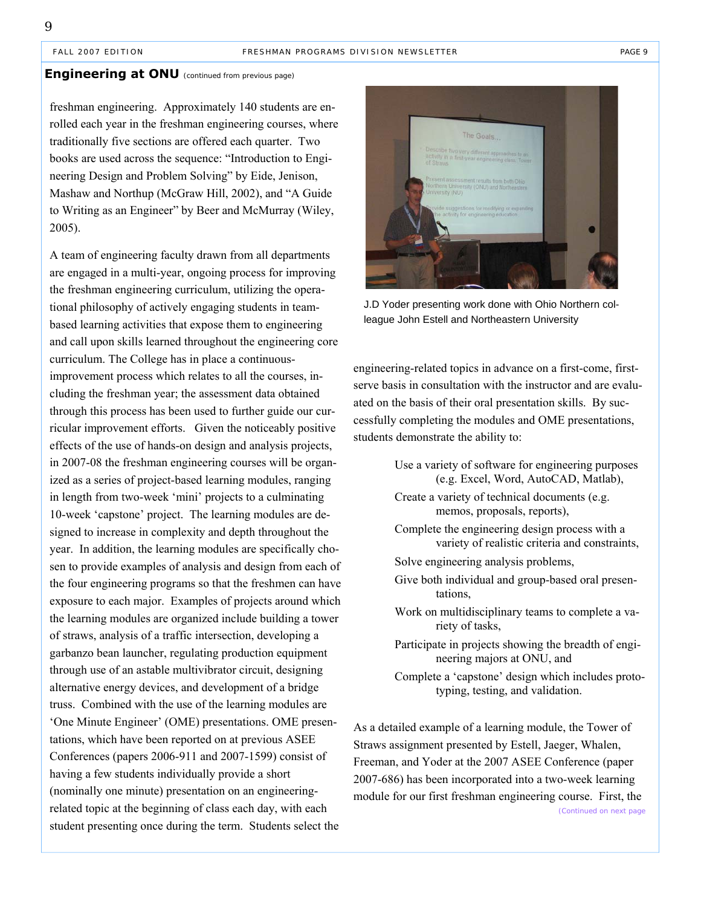## Engineering at ONU (continued from previous page)

freshman engineering. Approximately 140 students are enrolled each year in the freshman engineering courses, where traditionally five sections are offered each quarter. Two books are used across the sequence: "Introduction to Engineering Design and Problem Solving" by Eide, Jenison, Mashaw and Northup (McGraw Hill, 2002), and "A Guide to Writing as an Engineer" by Beer and McMurray (Wiley, 2005).

A team of engineering faculty drawn from all departments are engaged in a multi-year, ongoing process for improving the freshman engineering curriculum, utilizing the operational philosophy of actively engaging students in team-based learning activities that expose them to engineering and call upon skills learned throughout the engineering core curriculum. The College has in place a continuous-improvement process which relates to all the courses, including the freshman year; the assessment data obtained through this process has been used to further guide our curricular improvement efforts. Given the noticeably positive effects of the use of hands-on design and analysis projects, in 2007-08 the freshman engineering courses will be organized as a series of project-based learning modules, ranging in length from two-week 'mini' projects to a culminating 10-week 'capstone' project. The learning modules are designed to increase in complexity and depth throughout the year. In addition, the learning modules are specifically chosen to provide examples of analysis and design from each of the four engineering programs so that the freshmen can have exposure to each major. Examples of projects around which the learning modules are organized include building a tower of straws, analysis of a traffic intersection, developing a garbanzo bean launcher, regulating production equipment through use of an astable multivibrator circuit, designing alternative energy devices, and development of a bridge truss. Combined with the use of the learning modules are 'One Minute Engineer' (OME) presentations. OME presentations, which have been reported on at previous ASEE Conferences (papers 2006-911 and 2007-1599) consist of having a few students individually provide a short (nominally one minute) presentation on an engineering-related topic at the beginning of class each day, with each student presenting once during the term. Students select the engineering-related topics in advance on a first-come, first-serve basis in consultation with the instructor and are evaluated on the basis of their oral presentation skills. By successfully completing the modules and OME presentations, students demonstrate the ability to:

J.D Yoder presenting work done with Ohio Northern colleague John Estell and Northeastern University

- Use a variety of software for engineering purposes (e.g. Excel, Word, AutoCAD, Matlab),
- Create a variety of technical documents (e.g. memos, proposals, reports),
- Complete the engineering design process with a variety of realistic criteria and constraints,
- Solve engineering analysis problems,
- Give both individual and group-based oral presentations,
- Work on multidisciplinary teams to complete a variety of tasks,
- Participate in projects showing the breadth of engineering majors at ONU, and
- Complete a 'capstone' design which includes prototyping, testing, and validation.

As a detailed example of a learning module, the Tower of Straws assignment presented by Estell, Jaeger, Whalen, Freeman, and Yoder at the 2007 ASEE Conference (paper 2007-686) has been incorporated into a two-week learning module for our first freshman engineering course. First, the

(Continued on next page)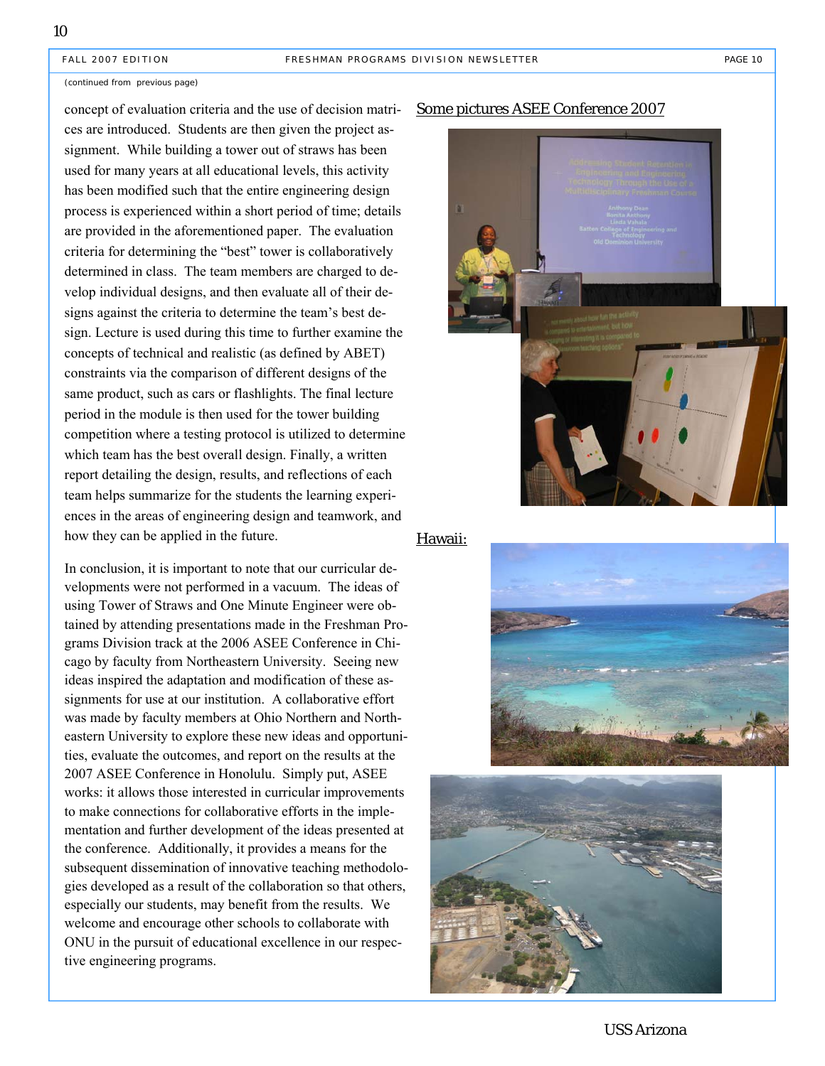(continued from previous page)

concept of evaluation criteria and the use of decision matrices are introduced. Students are then given the project assignment. While building a tower out of straws has been used for many years at all educational levels, this activity has been modified such that the entire engineering design process is experienced within a short period of time; details are provided in the aforementioned paper. The evaluation criteria for determining the "best" tower is collaboratively determined in class. The team members are charged to develop individual designs, and then evaluate all of their designs against the criteria to determine the team's best design. Lecture is used during this time to further examine the concepts of technical and realistic (as defined by ABET) constraints via the comparison of different designs of the same product, such as cars or flashlights. The final lecture period in the module is then used for the tower building competition where a testing protocol is utilized to determine which team has the best overall design. Finally, a written report detailing the design, results, and reflections of each team helps summarize for the students the learning experiences in the areas of engineering design and teamwork, and how they can be applied in the future.

In conclusion, it is important to note that our curricular developments were not performed in a vacuum. The ideas of using Tower of Straws and One Minute Engineer were obtained by attending presentations made in the Freshman Programs Division track at the 2006 ASEE Conference in Chicago by faculty from Northeastern University. Seeing new ideas inspired the adaptation and modification of these assignments for use at our institution. A collaborative effort was made by faculty members at Ohio Northern and Northeastern University to explore these new ideas and opportunities, evaluate the outcomes, and report on the results at the 2007 ASEE Conference in Honolulu. Simply put, ASEE works: it allows those interested in curricular improvements to make connections for collaborative efforts in the implementation and further development of the ideas presented at the conference. Additionally, it provides a means for the subsequent dissemination of innovative teaching methodologies developed as a result of the collaboration so that others, especially our students, may benefit from the results. We welcome and encourage other schools to collaborate with ONU in the pursuit of educational excellence in our respective engineering programs.

Some pictures ASEE Conference 2007

Hawaii:

USS Arizona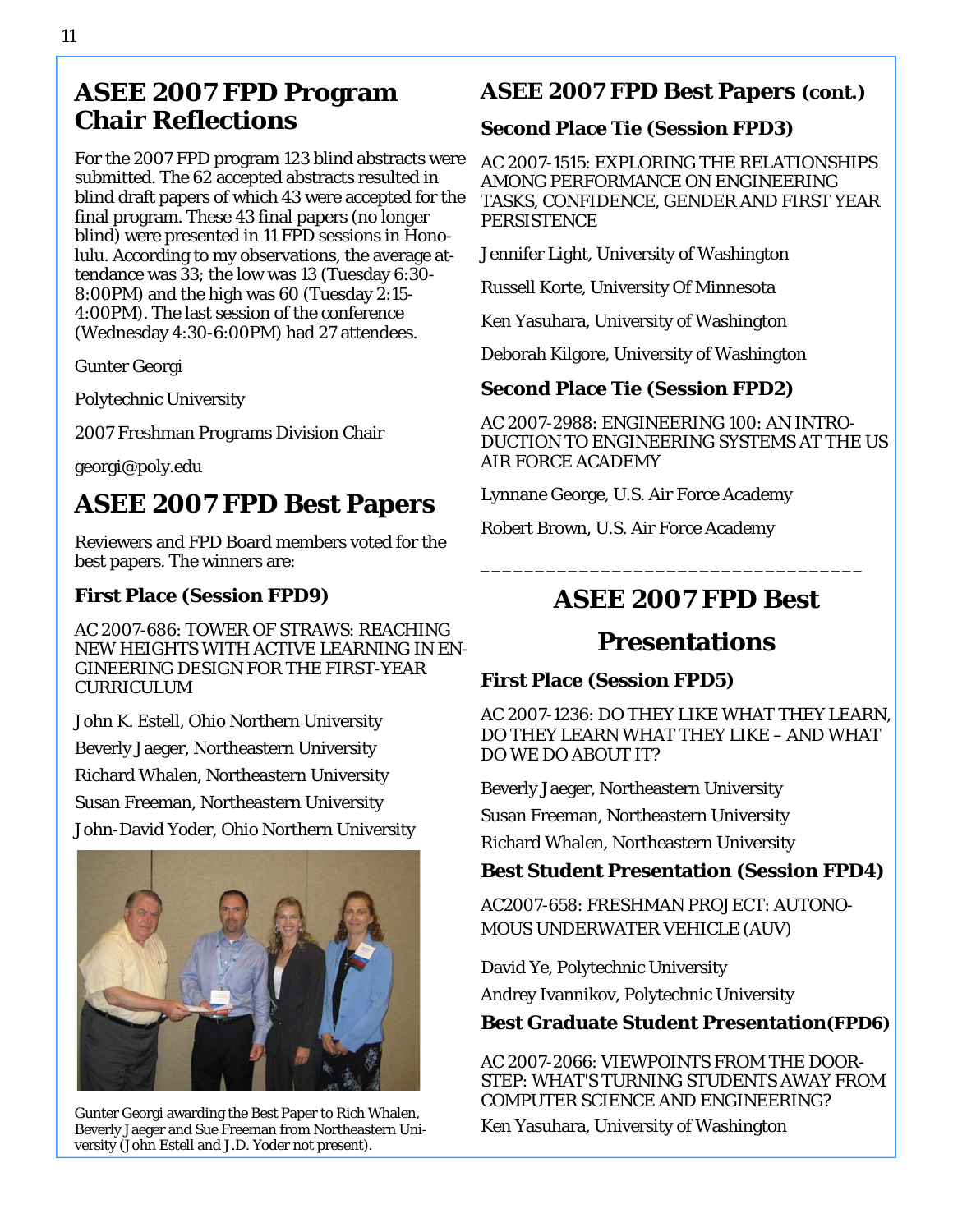## ASEE 2007 FPD Program Chair Reflections

For the 2007 FPD program 123 blind abstracts were submitted. The 62 accepted abstracts resulted in blind draft papers of which 43 were accepted for the final program. These 43 final papers (no longer blind) were presented in 11 FPD sessions in Honolulu. According to my observations, the average attendance was 33; the low was 13 (Tuesday 6:30-8:00PM) and the high was 60 (Tuesday 2:15-4:00PM). The last session of the conference (Wednesday 4:30-6:00PM) had 27 attendees.

Gunter Georgi

Polytechnic University

2007 Freshman Programs Division Chair

georgi@poly.edu

## ASEE 2007 FPD Best Papers

Reviewers and FPD Board members voted for the best papers. The winners are:

### First Place (Session FPD9)

AC 2007-686: TOWER OF STRAWS: REACHING NEW HEIGHTS WITH ACTIVE LEARNING IN ENGINEERING DESIGN FOR THE FIRST-YEAR CURRICULUM

John K. Estell, Ohio Northern University

Beverly Jaeger, Northeastern University

Richard Whalen, Northeastern University

Susan Freeman, Northeastern University

John-David Yoder, Ohio Northern University

Gunter Georgi awarding the Best Paper to Rich Whalen, Beverly Jaeger and Sue Freeman from Northeastern University (John Estell and J.D. Yoder not present).

## ASEE 2007 FPD Best Papers (cont.)

### Second Place Tie (Session FPD3)

AC 2007-1515: EXPLORING THE RELATIONSHIPS AMONG PERFORMANCE ON ENGINEERING TASKS, CONFIDENCE, GENDER AND FIRST YEAR PERSISTENCE

Jennifer Light, University of Washington

Russell Korte, University Of Minnesota

Ken Yasuhara, University of Washington

Deborah Kilgore, University of Washington

### Second Place Tie (Session FPD2)

AC 2007-2988: ENGINEERING 100: AN INTRODUCTION TO ENGINEERING SYSTEMS AT THE US AIR FORCE ACADEMY

Lynnane George, U.S. Air Force Academy

Robert Brown, U.S. Air Force Academy

---

## ASEE 2007 FPD Best Presentations

### First Place (Session FPD5)

AC 2007-1236: DO THEY LIKE WHAT THEY LEARN, DO THEY LEARN WHAT THEY LIKE – AND WHAT DO WE DO ABOUT IT?

Beverly Jaeger, Northeastern University

Susan Freeman, Northeastern University

Richard Whalen, Northeastern University

### Best Student Presentation (Session FPD4)

AC2007-658: FRESHMAN PROJECT: AUTONOMOUS UNDERWATER VEHICLE (AUV)

David Ye, Polytechnic University

Andrey Ivannikov, Polytechnic University

### Best Graduate Student Presentation(FPD6)

AC 2007-2066: VIEWPOINTS FROM THE DOORSTEP: WHAT'S TURNING STUDENTS AWAY FROM COMPUTER SCIENCE AND ENGINEERING?

Ken Yasuhara, University of Washington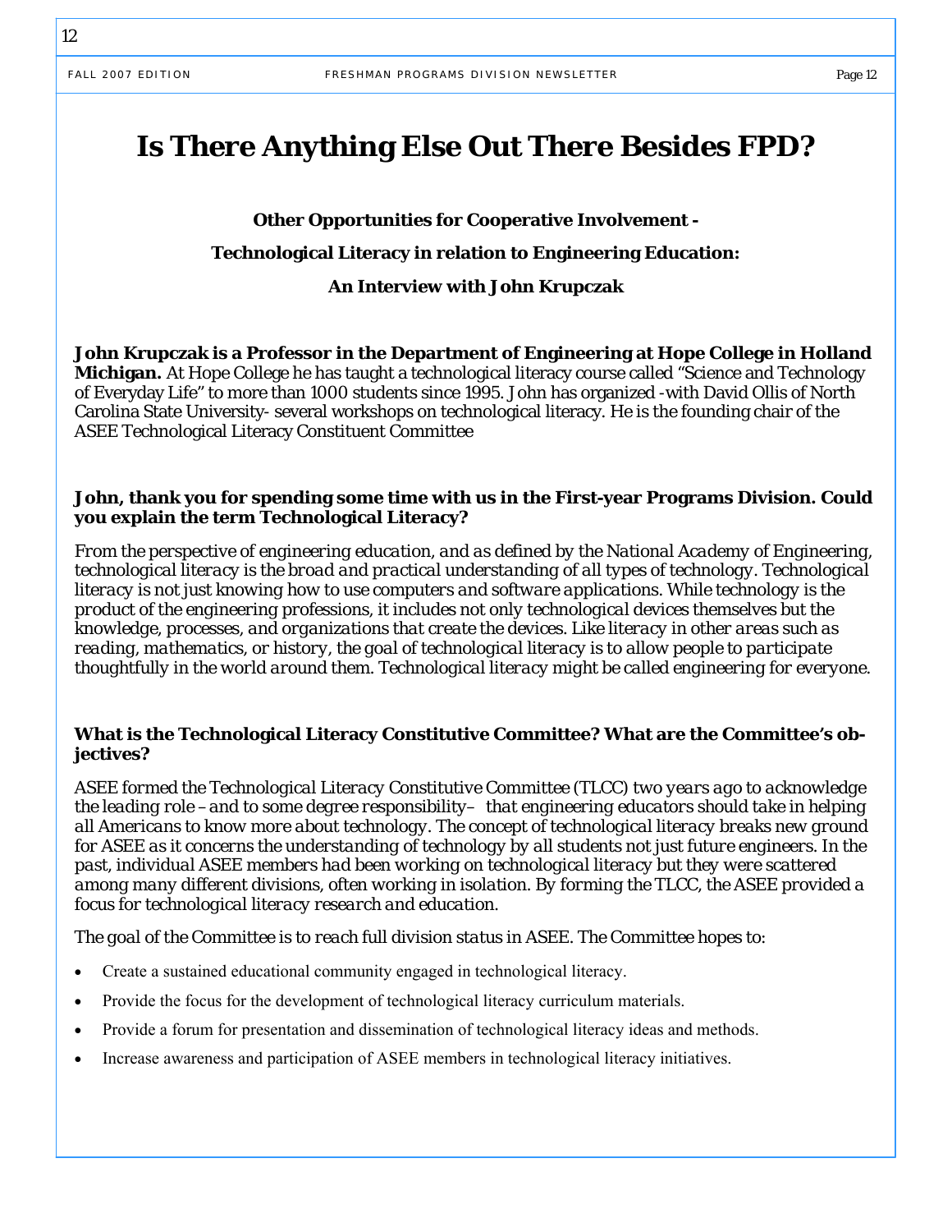# Is There Anything Else Out There Besides FPD?

**Other Opportunities for Cooperative Involvement -**

**Technological Literacy in relation to Engineering Education:**

**An Interview with John Krupczak**

**John Krupczak is a Professor in the Department of Engineering at Hope College in Holland Michigan.** At Hope College he has taught a technological literacy course called "Science and Technology of Everyday Life" to more than 1000 students since 1995. John has organized -with David Ollis of North Carolina State University- several workshops on technological literacy. He is the founding chair of the ASEE Technological Literacy Constituent Committee

**John, thank you for spending some time with us in the First-year Programs Division. Could you explain the term Technological Literacy?**

*From the perspective of engineering education, and as defined by the National Academy of Engineering, technological literacy is the broad and practical understanding of all types of technology. Technological literacy is not just knowing how to use computers and software applications. While technology is the product of the engineering professions, it includes not only technological devices themselves but the knowledge, processes, and organizations that create the devices. Like literacy in other areas such as reading, mathematics, or history, the goal of technological literacy is to allow people to participate thoughtfully in the world around them. Technological literacy might be called engineering for everyone.*

**What is the Technological Literacy Constitutive Committee? What are the Committee's objectives?**

*ASEE formed the Technological Literacy Constitutive Committee (TLCC) two years ago to acknowledge the leading role –and to some degree responsibility– that engineering educators should take in helping all Americans to know more about technology. The concept of technological literacy breaks new ground for ASEE as it concerns the understanding of technology by all students not just future engineers. In the past, individual ASEE members had been working on technological literacy but they were scattered among many different divisions, often working in isolation. By forming the TLCC, the ASEE provided a focus for technological literacy research and education.*

*The goal of the Committee is to reach full division status in ASEE. The Committee hopes to:*

- Create a sustained educational community engaged in technological literacy.
- Provide the focus for the development of technological literacy curriculum materials.
- Provide a forum for presentation and dissemination of technological literacy ideas and methods.
- Increase awareness and participation of ASEE members in technological literacy initiatives.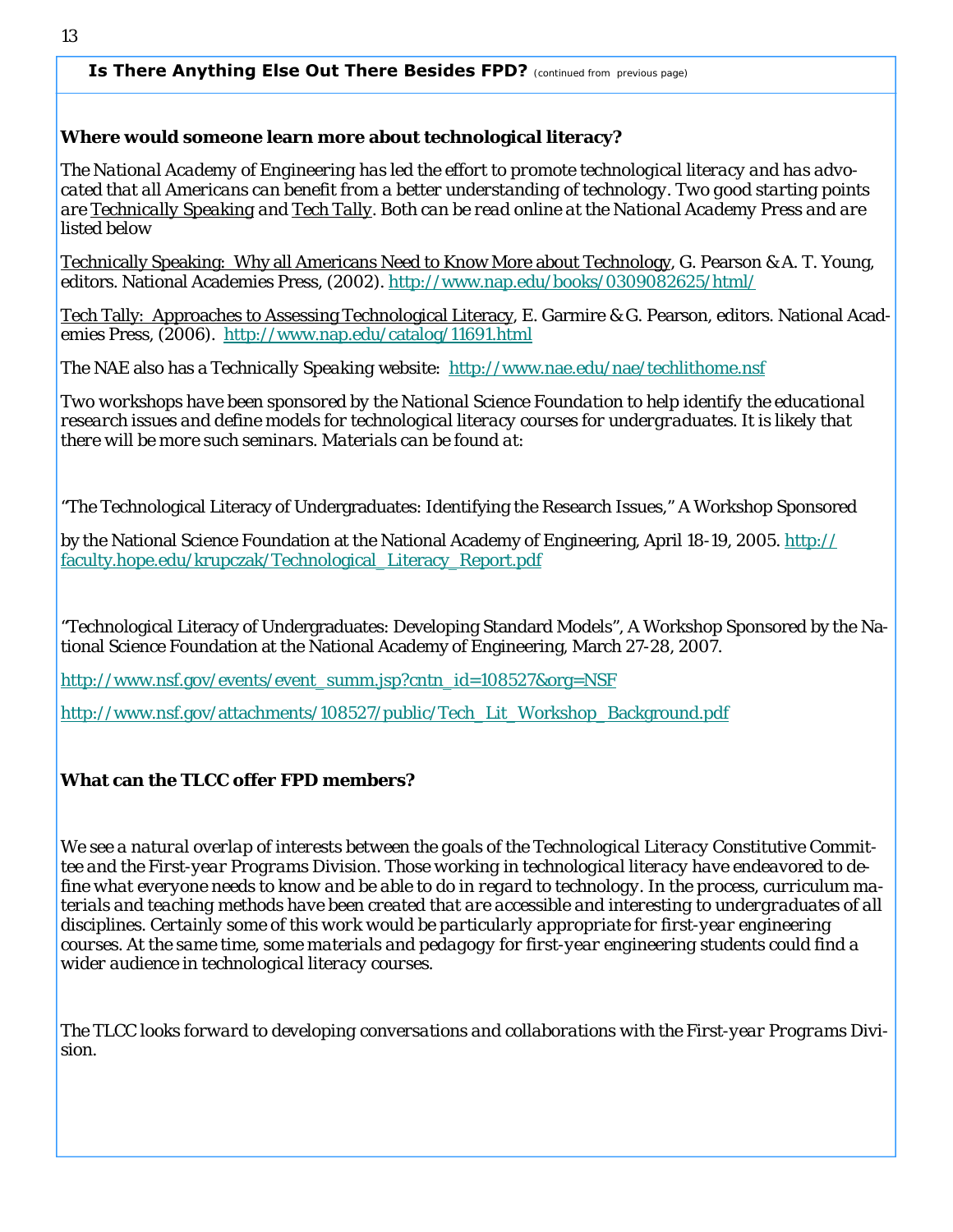**Is There Anything Else Out There Besides FPD?** (continued from previous page)

**Where would someone learn more about technological literacy?**

*The National Academy of Engineering has led the effort to promote technological literacy and has advocated that all Americans can benefit from a better understanding of technology. Two good starting points are* Technically Speaking *and* Tech Tally*. Both can be read online at the National Academy Press and are listed below*

Technically Speaking: Why all Americans Need to Know More about Technology, G. Pearson & A. T. Young, editors. National Academies Press, (2002). http://www.nap.edu/books/0309082625/html/

Tech Tally: Approaches to Assessing Technological Literacy, E. Garmire & G. Pearson, editors. National Academies Press, (2006). http://www.nap.edu/catalog/11691.html

The NAE also has a Technically Speaking website: http://www.nae.edu/nae/techlithome.nsf

*Two workshops have been sponsored by the National Science Foundation to help identify the educational research issues and define models for technological literacy courses for undergraduates. It is likely that there will be more such seminars. Materials can be found at:*

"The Technological Literacy of Undergraduates: Identifying the Research Issues," A Workshop Sponsored by the National Science Foundation at the National Academy of Engineering, April 18-19, 2005. http://faculty.hope.edu/krupczak/Technological_Literacy_Report.pdf

"Technological Literacy of Undergraduates: Developing Standard Models", A Workshop Sponsored by the National Science Foundation at the National Academy of Engineering, March 27-28, 2007.

http://www.nsf.gov/events/event_summ.jsp?cntn_id=108527&org=NSF

http://www.nsf.gov/attachments/108527/public/Tech_Lit_Workshop_Background.pdf

**What can the TLCC offer FPD members?**

*We see a natural overlap of interests between the goals of the Technological Literacy Constitutive Committee and the First-year Programs Division. Those working in technological literacy have endeavored to define what everyone needs to know and be able to do in regard to technology. In the process, curriculum materials and teaching methods have been created that are accessible and interesting to undergraduates of all disciplines. Certainly some of this work would be particularly appropriate for first-year engineering courses. At the same time, some materials and pedagogy for first-year engineering students could find a wider audience in technological literacy courses.*

*The TLCC looks forward to developing conversations and collaborations with the First-year Programs Division.*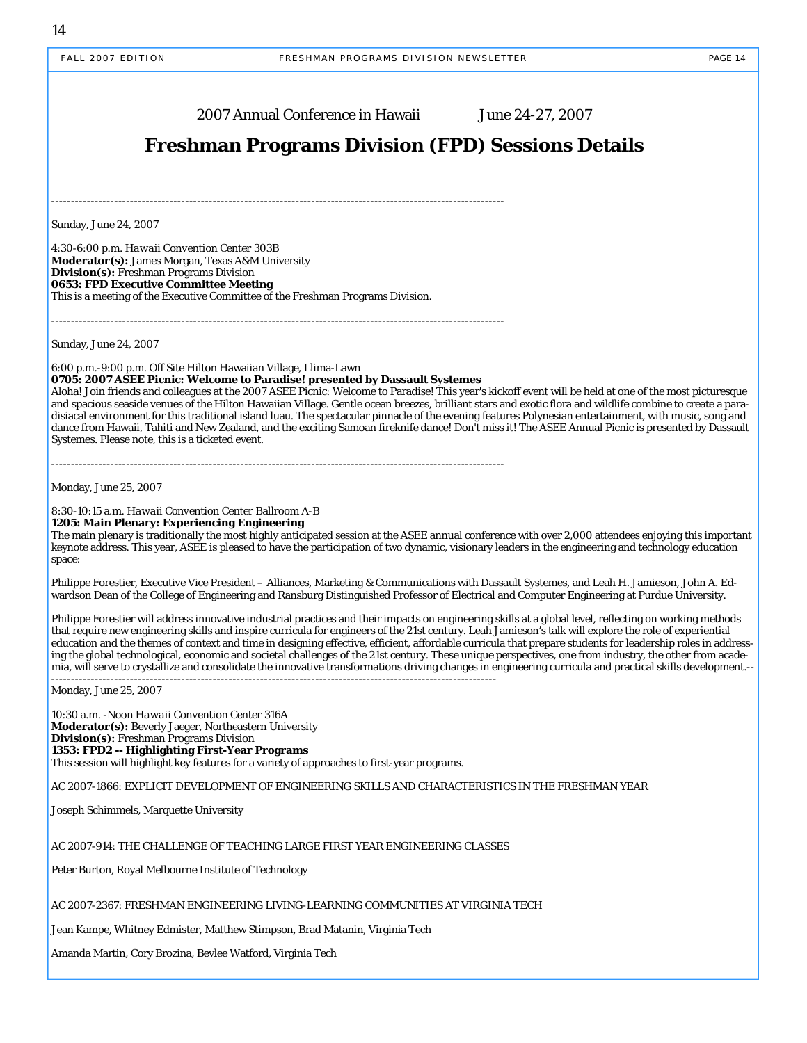2007 Annual Conference in Hawaii June 24-27, 2007

# Freshman Programs Division (FPD) Sessions Details

------------------------------------------------------------------------------------------------------------------

Sunday, June 24, 2007

4:30-6:00 p.m. Hawaii Convention Center 303B
**Moderator(s):** James Morgan, Texas A&M University
**Division(s):** Freshman Programs Division
**0653: FPD Executive Committee Meeting**
This is a meeting of the Executive Committee of the Freshman Programs Division.

------------------------------------------------------------------------------------------------------------------

Sunday, June 24, 2007

6:00 p.m.-9:00 p.m. Off Site Hilton Hawaiian Village, Llima-Lawn
**0705: 2007 ASEE Picnic: Welcome to Paradise! presented by Dassault Systemes**
Aloha! Join friends and colleagues at the 2007 ASEE Picnic: Welcome to Paradise! This year's kickoff event will be held at one of the most picturesque and spacious seaside venues of the Hilton Hawaiian Village. Gentle ocean breezes, brilliant stars and exotic flora and wildlife combine to create a paradisiacal environment for this traditional island luau. The spectacular pinnacle of the evening features Polynesian entertainment, with music, song and dance from Hawaii, Tahiti and New Zealand, and the exciting Samoan fireknife dance! Don't miss it! The ASEE Annual Picnic is presented by Dassault Systemes. Please note, this is a ticketed event.

------------------------------------------------------------------------------------------------------------------

Monday, June 25, 2007

8:30-10:15 a.m. Hawaii Convention Center Ballroom A-B
**1205: Main Plenary: Experiencing Engineering**
The main plenary is traditionally the most highly anticipated session at the ASEE annual conference with over 2,000 attendees enjoying this important keynote address. This year, ASEE is pleased to have the participation of two dynamic, visionary leaders in the engineering and technology education space:

Philippe Forestier, Executive Vice President – Alliances, Marketing & Communications with Dassault Systemes, and Leah H. Jamieson, John A. Edwardson Dean of the College of Engineering and Ransburg Distinguished Professor of Electrical and Computer Engineering at Purdue University.

Philippe Forestier will address innovative industrial practices and their impacts on engineering skills at a global level, reflecting on working methods that require new engineering skills and inspire curricula for engineers of the 21st century. Leah Jamieson's talk will explore the role of experiential education and the themes of context and time in designing effective, efficient, affordable curricula that prepare students for leadership roles in addressing the global technological, economic and societal challenges of the 21st century. These unique perspectives, one from industry, the other from academia, will serve to crystallize and consolidate the innovative transformations driving changes in engineering curricula and practical skills development.--

------------------------------------------------------------------------------------------------------------------

Monday, June 25, 2007

10:30 a.m. -Noon Hawaii Convention Center 316A
**Moderator(s):** Beverly Jaeger, Northeastern University
**Division(s):** Freshman Programs Division
**1353: FPD2 -- Highlighting First-Year Programs**
This session will highlight key features for a variety of approaches to first-year programs.

AC 2007-1866: EXPLICIT DEVELOPMENT OF ENGINEERING SKILLS AND CHARACTERISTICS IN THE FRESHMAN YEAR

Joseph Schimmels, Marquette University

AC 2007-914: THE CHALLENGE OF TEACHING LARGE FIRST YEAR ENGINEERING CLASSES

Peter Burton, Royal Melbourne Institute of Technology

AC 2007-2367: FRESHMAN ENGINEERING LIVING-LEARNING COMMUNITIES AT VIRGINIA TECH

Jean Kampe, Whitney Edmister, Matthew Stimpson, Brad Matanin, Virginia Tech

Amanda Martin, Cory Brozina, Bevlee Watford, Virginia Tech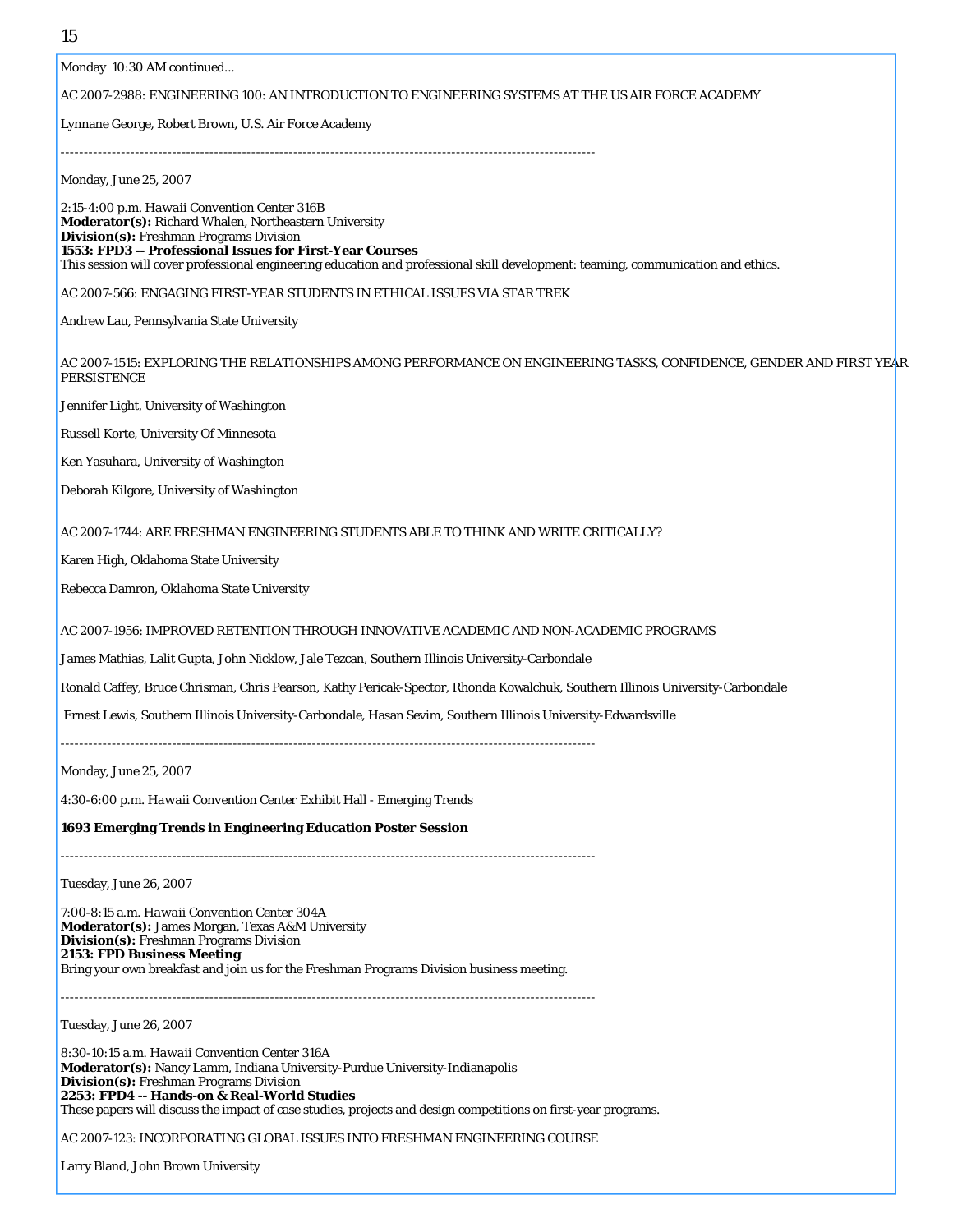Monday 10:30 AM continued...

AC 2007-2988: ENGINEERING 100: AN INTRODUCTION TO ENGINEERING SYSTEMS AT THE US AIR FORCE ACADEMY

Lynnane George, Robert Brown, U.S. Air Force Academy

---

Monday, June 25, 2007

2:15-4:00 p.m. Hawaii Convention Center 316B
**Moderator(s):** Richard Whalen, Northeastern University
**Division(s):** Freshman Programs Division
**1553: FPD3 -- Professional Issues for First-Year Courses**
This session will cover professional engineering education and professional skill development: teaming, communication and ethics.

AC 2007-566: ENGAGING FIRST-YEAR STUDENTS IN ETHICAL ISSUES VIA STAR TREK

Andrew Lau, Pennsylvania State University

AC 2007-1515: EXPLORING THE RELATIONSHIPS AMONG PERFORMANCE ON ENGINEERING TASKS, CONFIDENCE, GENDER AND FIRST YEAR PERSISTENCE

Jennifer Light, University of Washington

Russell Korte, University Of Minnesota

Ken Yasuhara, University of Washington

Deborah Kilgore, University of Washington

AC 2007-1744: ARE FRESHMAN ENGINEERING STUDENTS ABLE TO THINK AND WRITE CRITICALLY?

Karen High, Oklahoma State University

Rebecca Damron, Oklahoma State University

AC 2007-1956: IMPROVED RETENTION THROUGH INNOVATIVE ACADEMIC AND NON-ACADEMIC PROGRAMS

James Mathias, Lalit Gupta, John Nicklow, Jale Tezcan, Southern Illinois University-Carbondale

Ronald Caffey, Bruce Chrisman, Chris Pearson, Kathy Pericak-Spector, Rhonda Kowalchuk, Southern Illinois University-Carbondale

Ernest Lewis, Southern Illinois University-Carbondale, Hasan Sevim, Southern Illinois University-Edwardsville

---

Monday, June 25, 2007

4:30-6:00 p.m. Hawaii Convention Center Exhibit Hall - Emerging Trends

**1693 Emerging Trends in Engineering Education Poster Session**

---

Tuesday, June 26, 2007

7:00-8:15 a.m. Hawaii Convention Center 304A
**Moderator(s):** James Morgan, Texas A&M University
**Division(s):** Freshman Programs Division
**2153: FPD Business Meeting**
Bring your own breakfast and join us for the Freshman Programs Division business meeting.

---

Tuesday, June 26, 2007

8:30-10:15 a.m. Hawaii Convention Center 316A
**Moderator(s):** Nancy Lamm, Indiana University-Purdue University-Indianapolis
**Division(s):** Freshman Programs Division
**2253: FPD4 -- Hands-on & Real-World Studies**
These papers will discuss the impact of case studies, projects and design competitions on first-year programs.

AC 2007-123: INCORPORATING GLOBAL ISSUES INTO FRESHMAN ENGINEERING COURSE

Larry Bland, John Brown University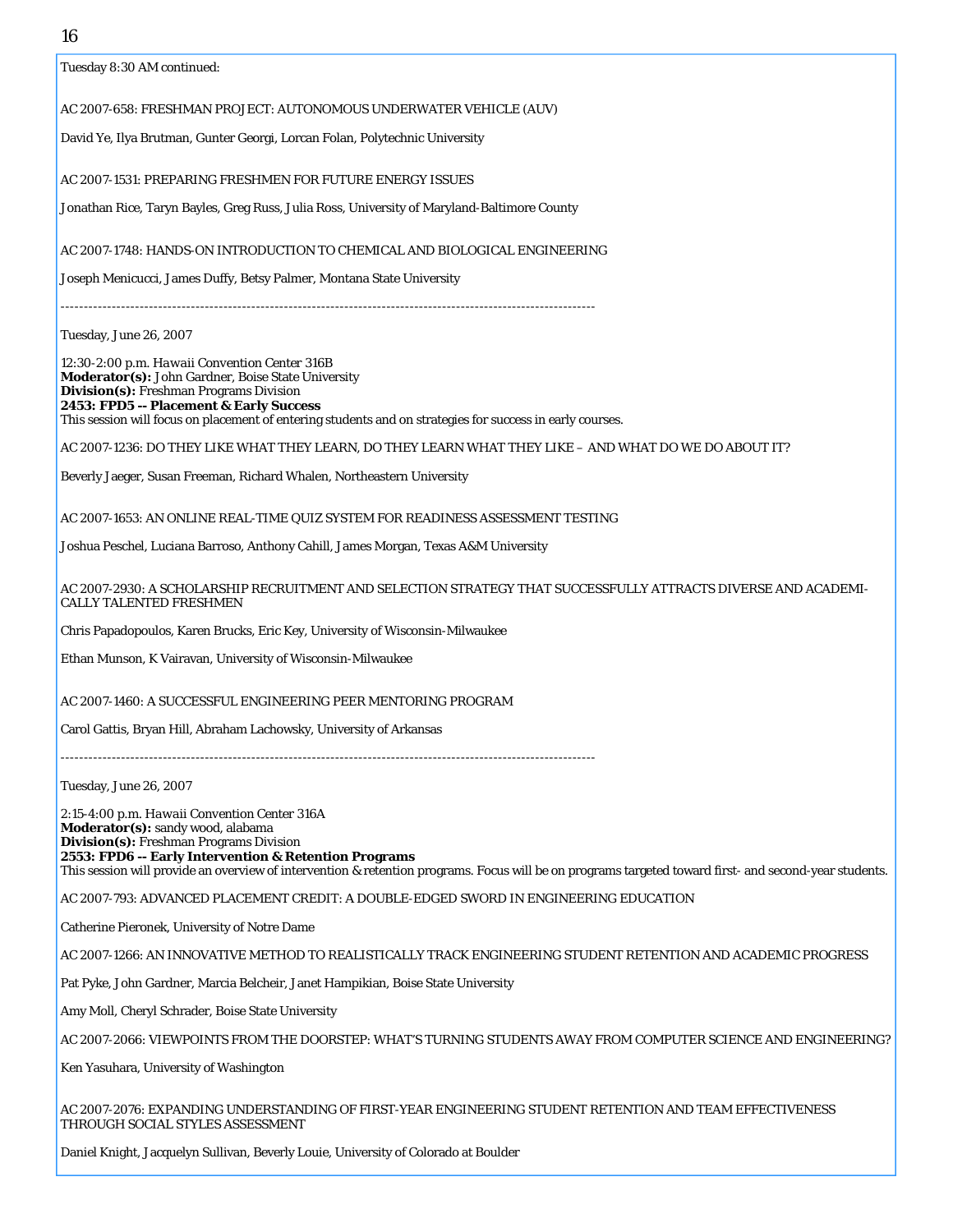Tuesday 8:30 AM continued:

AC 2007-658: FRESHMAN PROJECT: AUTONOMOUS UNDERWATER VEHICLE (AUV)

David Ye, Ilya Brutman, Gunter Georgi, Lorcan Folan, Polytechnic University

AC 2007-1531: PREPARING FRESHMEN FOR FUTURE ENERGY ISSUES

Jonathan Rice, Taryn Bayles, Greg Russ, Julia Ross, University of Maryland-Baltimore County

AC 2007-1748: HANDS-ON INTRODUCTION TO CHEMICAL AND BIOLOGICAL ENGINEERING

Joseph Menicucci, James Duffy, Betsy Palmer, Montana State University

--------------------------------------------------------------------------------------------------------------------

Tuesday, June 26, 2007

12:30-2:00 p.m. Hawaii Convention Center 316B
**Moderator(s):** John Gardner, Boise State University
**Division(s):** Freshman Programs Division
**2453: FPD5 -- Placement & Early Success**
This session will focus on placement of entering students and on strategies for success in early courses.

AC 2007-1236: DO THEY LIKE WHAT THEY LEARN, DO THEY LEARN WHAT THEY LIKE – AND WHAT DO WE DO ABOUT IT?

Beverly Jaeger, Susan Freeman, Richard Whalen, Northeastern University

AC 2007-1653: AN ONLINE REAL-TIME QUIZ SYSTEM FOR READINESS ASSESSMENT TESTING

Joshua Peschel, Luciana Barroso, Anthony Cahill, James Morgan, Texas A&M University

AC 2007-2930: A SCHOLARSHIP RECRUITMENT AND SELECTION STRATEGY THAT SUCCESSFULLY ATTRACTS DIVERSE AND ACADEMICALLY TALENTED FRESHMEN

Chris Papadopoulos, Karen Brucks, Eric Key, University of Wisconsin-Milwaukee

Ethan Munson, K Vairavan, University of Wisconsin-Milwaukee

AC 2007-1460: A SUCCESSFUL ENGINEERING PEER MENTORING PROGRAM

Carol Gattis, Bryan Hill, Abraham Lachowsky, University of Arkansas

--------------------------------------------------------------------------------------------------------------------

Tuesday, June 26, 2007

2:15-4:00 p.m. Hawaii Convention Center 316A
**Moderator(s):** sandy wood, alabama
**Division(s):** Freshman Programs Division
**2553: FPD6 -- Early Intervention & Retention Programs**
This session will provide an overview of intervention & retention programs. Focus will be on programs targeted toward first- and second-year students.

AC 2007-793: ADVANCED PLACEMENT CREDIT: A DOUBLE-EDGED SWORD IN ENGINEERING EDUCATION

Catherine Pieronek, University of Notre Dame

AC 2007-1266: AN INNOVATIVE METHOD TO REALISTICALLY TRACK ENGINEERING STUDENT RETENTION AND ACADEMIC PROGRESS

Pat Pyke, John Gardner, Marcia Belcheir, Janet Hampikian, Boise State University

Amy Moll, Cheryl Schrader, Boise State University

AC 2007-2066: VIEWPOINTS FROM THE DOORSTEP: WHAT'S TURNING STUDENTS AWAY FROM COMPUTER SCIENCE AND ENGINEERING?

Ken Yasuhara, University of Washington

AC 2007-2076: EXPANDING UNDERSTANDING OF FIRST-YEAR ENGINEERING STUDENT RETENTION AND TEAM EFFECTIVENESS THROUGH SOCIAL STYLES ASSESSMENT

Daniel Knight, Jacquelyn Sullivan, Beverly Louie, University of Colorado at Boulder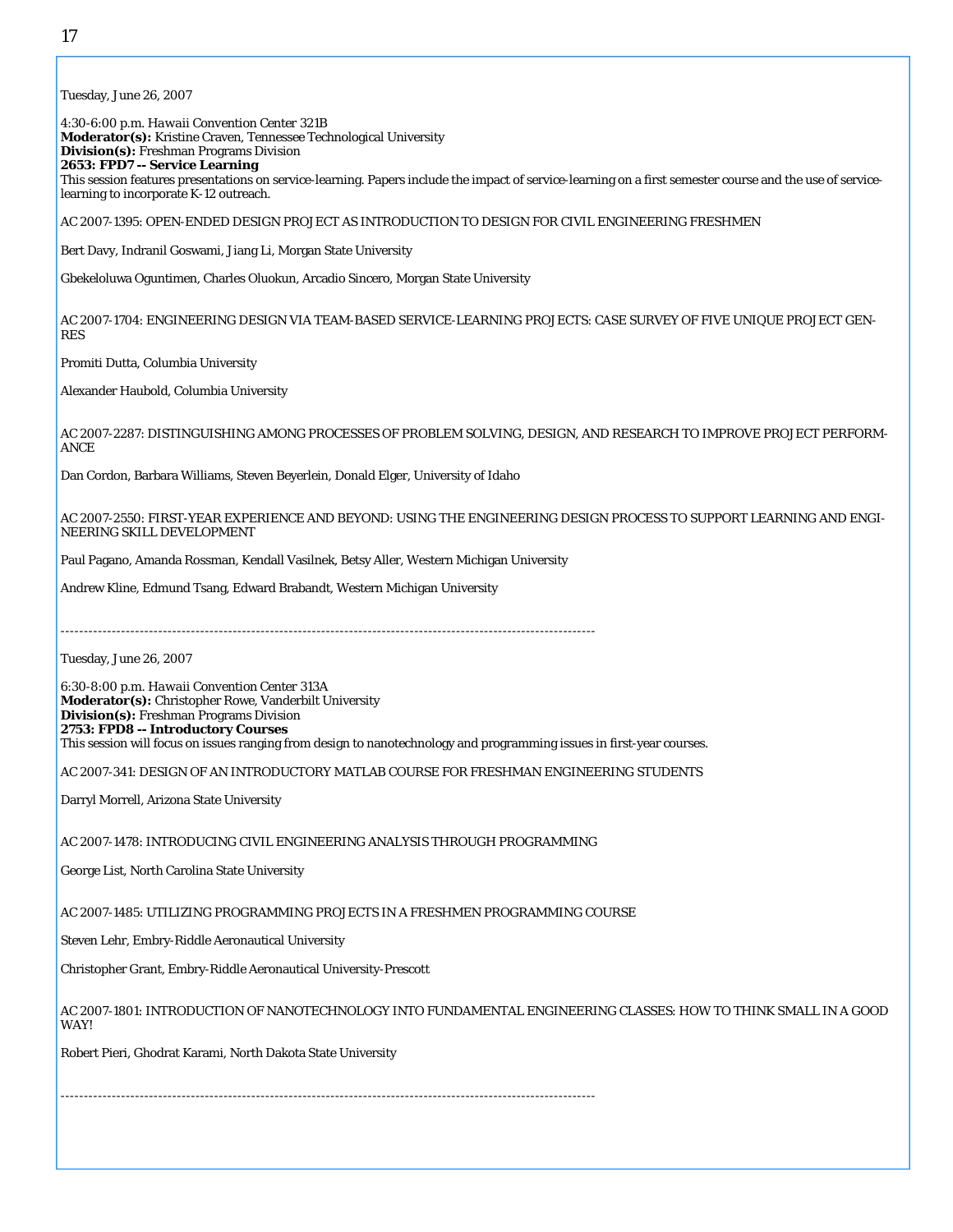Tuesday, June 26, 2007

4:30-6:00 p.m. Hawaii Convention Center 321B
**Moderator(s):** Kristine Craven, Tennessee Technological University
**Division(s):** Freshman Programs Division
**2653: FPD7 -- Service Learning**
This session features presentations on service-learning. Papers include the impact of service-learning on a first semester course and the use of service-learning to incorporate K-12 outreach.

AC 2007-1395: OPEN-ENDED DESIGN PROJECT AS INTRODUCTION TO DESIGN FOR CIVIL ENGINEERING FRESHMEN

Bert Davy, Indranil Goswami, Jiang Li, Morgan State University

Gbekeloluwa Oguntimen, Charles Oluokun, Arcadio Sincero, Morgan State University

AC 2007-1704: ENGINEERING DESIGN VIA TEAM-BASED SERVICE-LEARNING PROJECTS: CASE SURVEY OF FIVE UNIQUE PROJECT GENRES

Promiti Dutta, Columbia University

Alexander Haubold, Columbia University

AC 2007-2287: DISTINGUISHING AMONG PROCESSES OF PROBLEM SOLVING, DESIGN, AND RESEARCH TO IMPROVE PROJECT PERFORMANCE

Dan Cordon, Barbara Williams, Steven Beyerlein, Donald Elger, University of Idaho

AC 2007-2550: FIRST-YEAR EXPERIENCE AND BEYOND: USING THE ENGINEERING DESIGN PROCESS TO SUPPORT LEARNING AND ENGINEERING SKILL DEVELOPMENT

Paul Pagano, Amanda Rossman, Kendall Vasilnek, Betsy Aller, Western Michigan University

Andrew Kline, Edmund Tsang, Edward Brabandt, Western Michigan University

---

Tuesday, June 26, 2007

6:30-8:00 p.m. Hawaii Convention Center 313A
**Moderator(s):** Christopher Rowe, Vanderbilt University
**Division(s):** Freshman Programs Division
**2753: FPD8 -- Introductory Courses**
This session will focus on issues ranging from design to nanotechnology and programming issues in first-year courses.

AC 2007-341: DESIGN OF AN INTRODUCTORY MATLAB COURSE FOR FRESHMAN ENGINEERING STUDENTS

Darryl Morrell, Arizona State University

AC 2007-1478: INTRODUCING CIVIL ENGINEERING ANALYSIS THROUGH PROGRAMMING

George List, North Carolina State University

AC 2007-1485: UTILIZING PROGRAMMING PROJECTS IN A FRESHMEN PROGRAMMING COURSE

Steven Lehr, Embry-Riddle Aeronautical University

Christopher Grant, Embry-Riddle Aeronautical University-Prescott

AC 2007-1801: INTRODUCTION OF NANOTECHNOLOGY INTO FUNDAMENTAL ENGINEERING CLASSES: HOW TO THINK SMALL IN A GOOD WAY!

Robert Pieri, Ghodrat Karami, North Dakota State University

---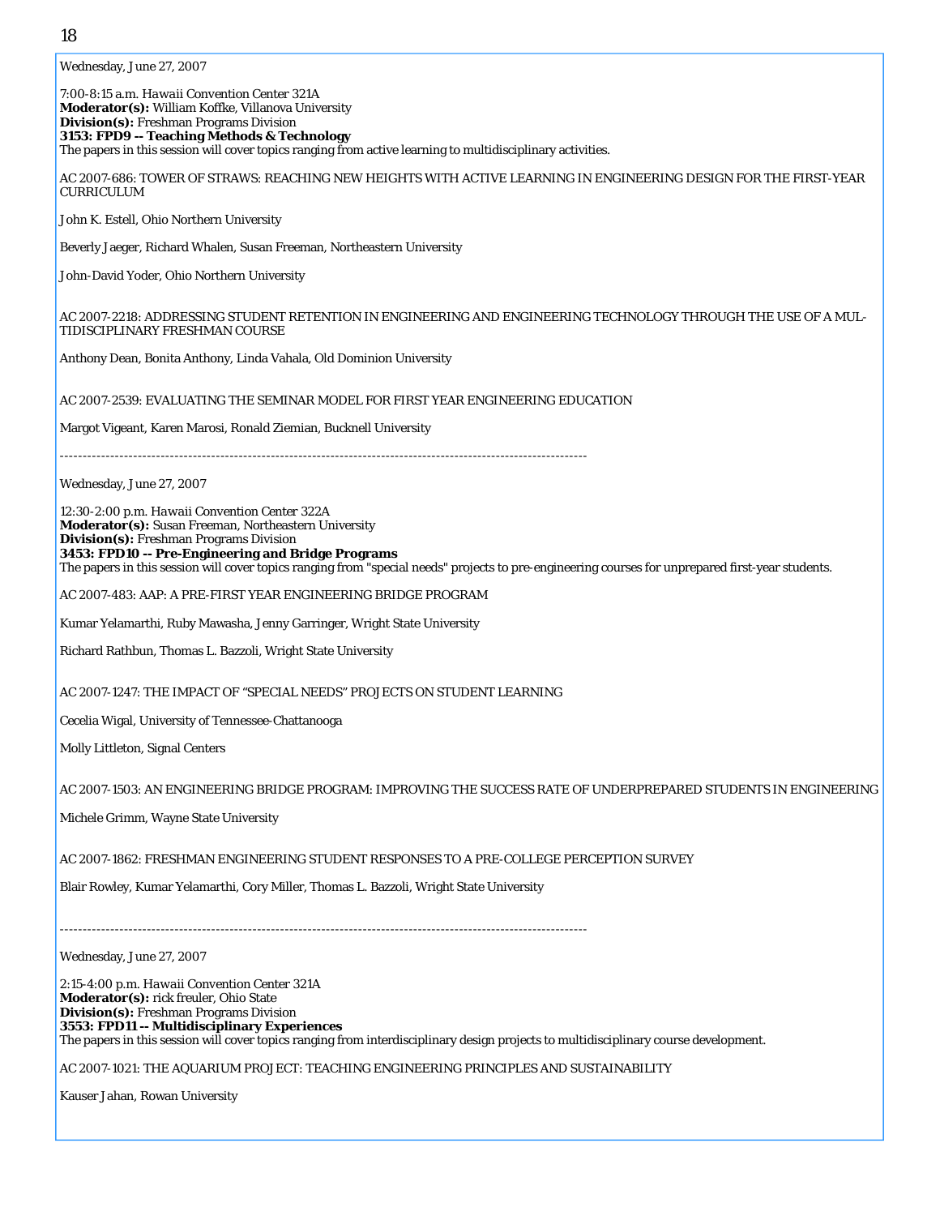Wednesday, June 27, 2007

7:00-8:15 a.m. Hawaii Convention Center 321A
**Moderator(s):** William Koffke, Villanova University
**Division(s):** Freshman Programs Division
**3153: FPD9 -- Teaching Methods & Technology**
The papers in this session will cover topics ranging from active learning to multidisciplinary activities.

AC 2007-686: TOWER OF STRAWS: REACHING NEW HEIGHTS WITH ACTIVE LEARNING IN ENGINEERING DESIGN FOR THE FIRST-YEAR CURRICULUM

John K. Estell, Ohio Northern University

Beverly Jaeger, Richard Whalen, Susan Freeman, Northeastern University

John-David Yoder, Ohio Northern University

AC 2007-2218: ADDRESSING STUDENT RETENTION IN ENGINEERING AND ENGINEERING TECHNOLOGY THROUGH THE USE OF A MULTIDISCIPLINARY FRESHMAN COURSE

Anthony Dean, Bonita Anthony, Linda Vahala, Old Dominion University

AC 2007-2539: EVALUATING THE SEMINAR MODEL FOR FIRST YEAR ENGINEERING EDUCATION

Margot Vigeant, Karen Marosi, Ronald Ziemian, Bucknell University

---

Wednesday, June 27, 2007

12:30-2:00 p.m. Hawaii Convention Center 322A
**Moderator(s):** Susan Freeman, Northeastern University
**Division(s):** Freshman Programs Division
**3453: FPD10 -- Pre-Engineering and Bridge Programs**
The papers in this session will cover topics ranging from "special needs" projects to pre-engineering courses for unprepared first-year students.

AC 2007-483: AAP: A PRE-FIRST YEAR ENGINEERING BRIDGE PROGRAM

Kumar Yelamarthi, Ruby Mawasha, Jenny Garringer, Wright State University

Richard Rathbun, Thomas L. Bazzoli, Wright State University

AC 2007-1247: THE IMPACT OF "SPECIAL NEEDS" PROJECTS ON STUDENT LEARNING

Cecelia Wigal, University of Tennessee-Chattanooga

Molly Littleton, Signal Centers

AC 2007-1503: AN ENGINEERING BRIDGE PROGRAM: IMPROVING THE SUCCESS RATE OF UNDERPREPARED STUDENTS IN ENGINEERING

Michele Grimm, Wayne State University

AC 2007-1862: FRESHMAN ENGINEERING STUDENT RESPONSES TO A PRE-COLLEGE PERCEPTION SURVEY

Blair Rowley, Kumar Yelamarthi, Cory Miller, Thomas L. Bazzoli, Wright State University

---

Wednesday, June 27, 2007

2:15-4:00 p.m. Hawaii Convention Center 321A
**Moderator(s):** rick freuler, Ohio State
**Division(s):** Freshman Programs Division
**3553: FPD11 -- Multidisciplinary Experiences**
The papers in this session will cover topics ranging from interdisciplinary design projects to multidisciplinary course development.

AC 2007-1021: THE AQUARIUM PROJECT: TEACHING ENGINEERING PRINCIPLES AND SUSTAINABILITY

Kauser Jahan, Rowan University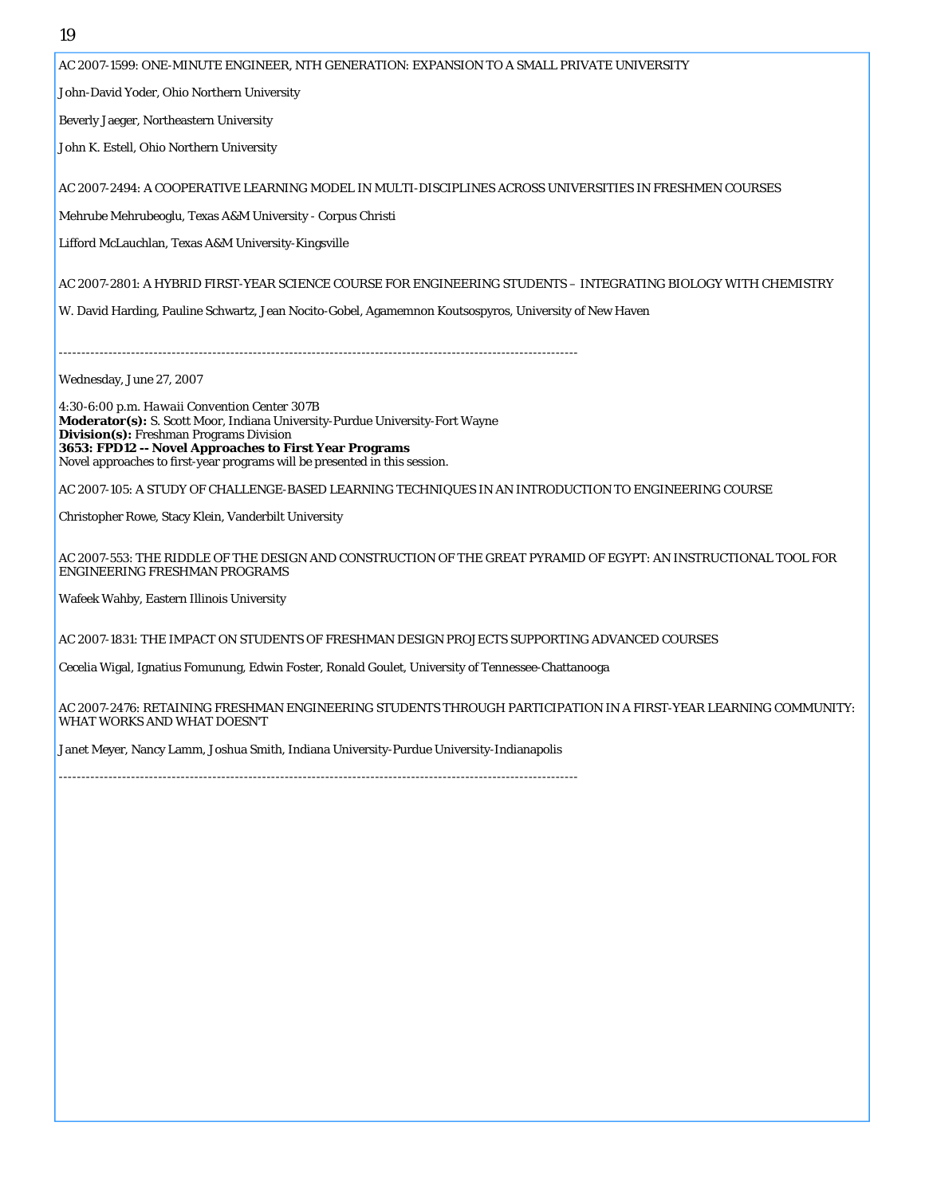AC 2007-1599: ONE-MINUTE ENGINEER, NTH GENERATION: EXPANSION TO A SMALL PRIVATE UNIVERSITY

John-David Yoder, Ohio Northern University

Beverly Jaeger, Northeastern University

John K. Estell, Ohio Northern University

AC 2007-2494: A COOPERATIVE LEARNING MODEL IN MULTI-DISCIPLINES ACROSS UNIVERSITIES IN FRESHMEN COURSES

Mehrube Mehrubeoglu, Texas A&M University - Corpus Christi

Lifford McLauchlan, Texas A&M University-Kingsville

AC 2007-2801: A HYBRID FIRST-YEAR SCIENCE COURSE FOR ENGINEERING STUDENTS – INTEGRATING BIOLOGY WITH CHEMISTRY

W. David Harding, Pauline Schwartz, Jean Nocito-Gobel, Agamemnon Koutsospyros, University of New Haven

----------------------------------------------------------------------------------------------------------------

Wednesday, June 27, 2007

4:30-6:00 p.m. Hawaii Convention Center 307B
**Moderator(s):** S. Scott Moor, Indiana University-Purdue University-Fort Wayne
**Division(s):** Freshman Programs Division
**3653: FPD12 -- Novel Approaches to First Year Programs**
Novel approaches to first-year programs will be presented in this session.

AC 2007-105: A STUDY OF CHALLENGE-BASED LEARNING TECHNIQUES IN AN INTRODUCTION TO ENGINEERING COURSE

Christopher Rowe, Stacy Klein, Vanderbilt University

AC 2007-553: THE RIDDLE OF THE DESIGN AND CONSTRUCTION OF THE GREAT PYRAMID OF EGYPT: AN INSTRUCTIONAL TOOL FOR ENGINEERING FRESHMAN PROGRAMS

Wafeek Wahby, Eastern Illinois University

AC 2007-1831: THE IMPACT ON STUDENTS OF FRESHMAN DESIGN PROJECTS SUPPORTING ADVANCED COURSES

Cecelia Wigal, Ignatius Fomunung, Edwin Foster, Ronald Goulet, University of Tennessee-Chattanooga

AC 2007-2476: RETAINING FRESHMAN ENGINEERING STUDENTS THROUGH PARTICIPATION IN A FIRST-YEAR LEARNING COMMUNITY: WHAT WORKS AND WHAT DOESN'T

Janet Meyer, Nancy Lamm, Joshua Smith, Indiana University-Purdue University-Indianapolis

----------------------------------------------------------------------------------------------------------------